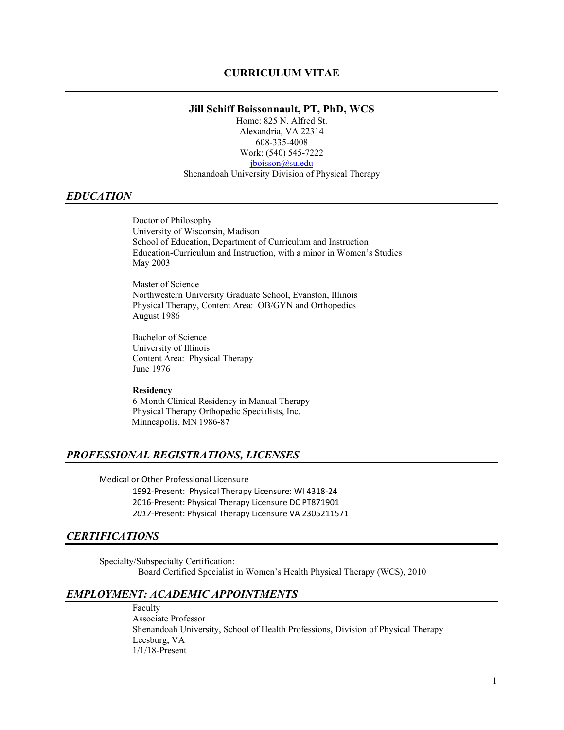# CURRICULUM VITAE

## Jill Schiff Boissonnault, PT, PhD, WCS

Home: 825 N. Alfred St.
Alexandria, VA 22314
608-335-4008
Work: (540) 545-7222
jboisson@su.edu
Shenandoah University Division of Physical Therapy

## *EDUCATION*

Doctor of Philosophy
University of Wisconsin, Madison
School of Education, Department of Curriculum and Instruction
Education-Curriculum and Instruction, with a minor in Women's Studies
May 2003

Master of Science
Northwestern University Graduate School, Evanston, Illinois
Physical Therapy, Content Area: OB/GYN and Orthopedics
August 1986

Bachelor of Science
University of Illinois
Content Area: Physical Therapy
June 1976

**Residency**
6-Month Clinical Residency in Manual Therapy
Physical Therapy Orthopedic Specialists, Inc.
Minneapolis, MN 1986-87

## *PROFESSIONAL REGISTRATIONS, LICENSES*

Medical or Other Professional Licensure

- 1992-Present: Physical Therapy Licensure: WI 4318-24
- 2016-Present: Physical Therapy Licensure DC PT871901
- *2017*-Present: Physical Therapy Licensure VA 2305211571

## *CERTIFICATIONS*

Specialty/Subspecialty Certification:

- Board Certified Specialist in Women's Health Physical Therapy (WCS), 2010

## *EMPLOYMENT: ACADEMIC APPOINTMENTS*

Faculty
Associate Professor
Shenandoah University, School of Health Professions, Division of Physical Therapy
Leesburg, VA
1/1/18-Present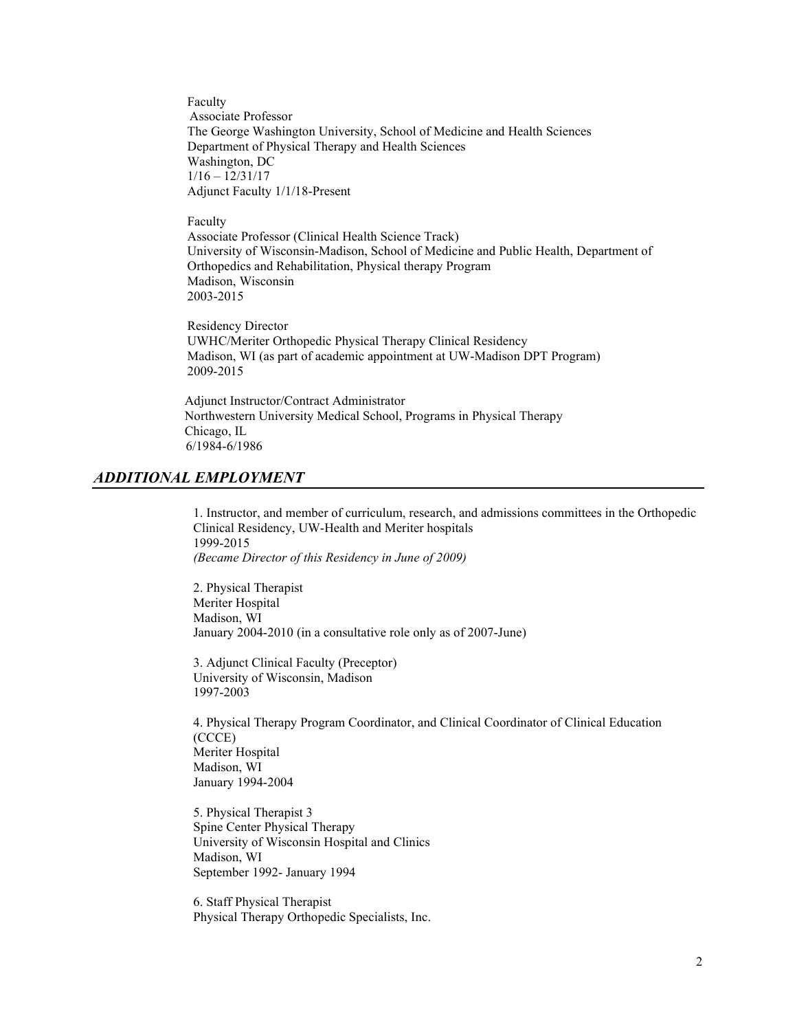Faculty
Associate Professor
The George Washington University, School of Medicine and Health Sciences
Department of Physical Therapy and Health Sciences
Washington, DC
1/16 – 12/31/17
Adjunct Faculty 1/1/18-Present

Faculty
Associate Professor (Clinical Health Science Track)
University of Wisconsin-Madison, School of Medicine and Public Health, Department of Orthopedics and Rehabilitation, Physical therapy Program
Madison, Wisconsin
2003-2015

Residency Director
UWHC/Meriter Orthopedic Physical Therapy Clinical Residency
Madison, WI (as part of academic appointment at UW-Madison DPT Program)
2009-2015

Adjunct Instructor/Contract Administrator
Northwestern University Medical School, Programs in Physical Therapy
Chicago, IL
6/1984-6/1986

## *ADDITIONAL EMPLOYMENT*

1. Instructor, and member of curriculum, research, and admissions committees in the Orthopedic Clinical Residency, UW-Health and Meriter hospitals
1999-2015
*(Became Director of this Residency in June of 2009)*

2. Physical Therapist
Meriter Hospital
Madison, WI
January 2004-2010 (in a consultative role only as of 2007-June)

3. Adjunct Clinical Faculty (Preceptor)
University of Wisconsin, Madison
1997-2003

4. Physical Therapy Program Coordinator, and Clinical Coordinator of Clinical Education (CCCE)
Meriter Hospital
Madison, WI
January 1994-2004

5. Physical Therapist 3
Spine Center Physical Therapy
University of Wisconsin Hospital and Clinics
Madison, WI
September 1992- January 1994

6. Staff Physical Therapist
Physical Therapy Orthopedic Specialists, Inc.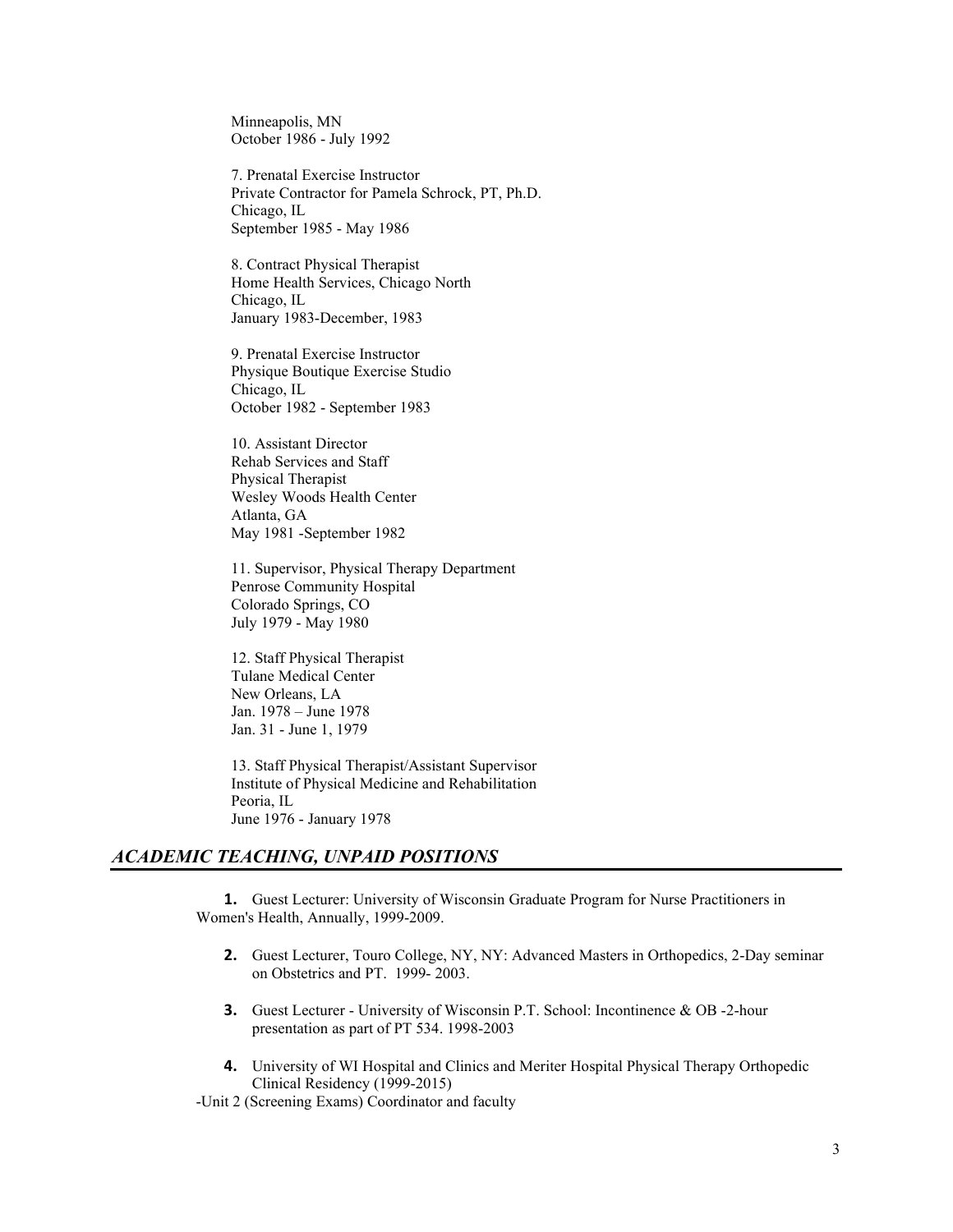Minneapolis, MN
October 1986 - July 1992

7. Prenatal Exercise Instructor
Private Contractor for Pamela Schrock, PT, Ph.D.
Chicago, IL
September 1985 - May 1986

8. Contract Physical Therapist
Home Health Services, Chicago North
Chicago, IL
January 1983-December, 1983

9. Prenatal Exercise Instructor
Physique Boutique Exercise Studio
Chicago, IL
October 1982 - September 1983

10. Assistant Director
Rehab Services and Staff
Physical Therapist
Wesley Woods Health Center
Atlanta, GA
May 1981 -September 1982

11. Supervisor, Physical Therapy Department
Penrose Community Hospital
Colorado Springs, CO
July 1979 - May 1980

12. Staff Physical Therapist
Tulane Medical Center
New Orleans, LA
Jan. 1978 – June 1978
Jan. 31 - June 1, 1979

13. Staff Physical Therapist/Assistant Supervisor
Institute of Physical Medicine and Rehabilitation
Peoria, IL
June 1976 - January 1978

## *ACADEMIC TEACHING, UNPAID POSITIONS*

1. Guest Lecturer: University of Wisconsin Graduate Program for Nurse Practitioners in Women's Health, Annually, 1999-2009.

2. Guest Lecturer, Touro College, NY, NY: Advanced Masters in Orthopedics, 2-Day seminar on Obstetrics and PT. 1999- 2003.

3. Guest Lecturer - University of Wisconsin P.T. School: Incontinence & OB -2-hour presentation as part of PT 534. 1998-2003

4. University of WI Hospital and Clinics and Meriter Hospital Physical Therapy Orthopedic Clinical Residency (1999-2015)

-Unit 2 (Screening Exams) Coordinator and faculty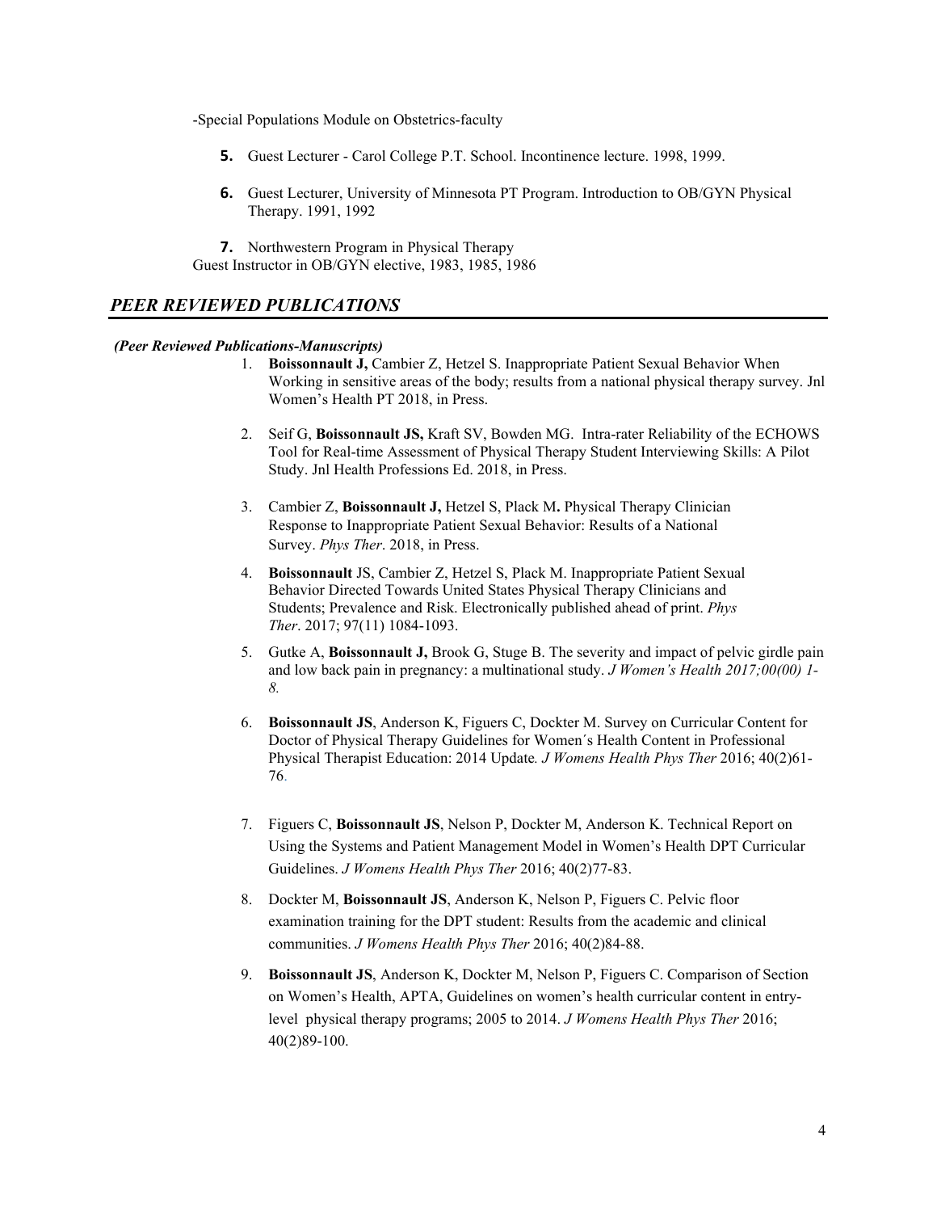-Special Populations Module on Obstetrics-faculty

5. Guest Lecturer - Carol College P.T. School. Incontinence lecture. 1998, 1999.

6. Guest Lecturer, University of Minnesota PT Program. Introduction to OB/GYN Physical Therapy. 1991, 1992

7. Northwestern Program in Physical Therapy
Guest Instructor in OB/GYN elective, 1983, 1985, 1986

## *PEER REVIEWED PUBLICATIONS*

***(Peer Reviewed Publications-Manuscripts)***

1. **Boissonnault J,** Cambier Z, Hetzel S. Inappropriate Patient Sexual Behavior When Working in sensitive areas of the body; results from a national physical therapy survey. Jnl Women's Health PT 2018, in Press.

2. Seif G, **Boissonnault JS,** Kraft SV, Bowden MG. Intra-rater Reliability of the ECHOWS Tool for Real-time Assessment of Physical Therapy Student Interviewing Skills: A Pilot Study. Jnl Health Professions Ed. 2018, in Press.

3. Cambier Z, **Boissonnault J,** Hetzel S, Plack M**.** Physical Therapy Clinician Response to Inappropriate Patient Sexual Behavior: Results of a National Survey. *Phys Ther*. 2018, in Press.

4. **Boissonnault** JS, Cambier Z, Hetzel S, Plack M. Inappropriate Patient Sexual Behavior Directed Towards United States Physical Therapy Clinicians and Students; Prevalence and Risk. Electronically published ahead of print. *Phys Ther*. 2017; 97(11) 1084-1093.

5. Gutke A, **Boissonnault J,** Brook G, Stuge B. The severity and impact of pelvic girdle pain and low back pain in pregnancy: a multinational study. *J Women's Health 2017;00(00) 1-8.*

6. **Boissonnault JS**, Anderson K, Figuers C, Dockter M. Survey on Curricular Content for Doctor of Physical Therapy Guidelines for Women´s Health Content in Professional Physical Therapist Education: 2014 Update*. J Womens Health Phys Ther* 2016; 40(2)61-76.

7. Figuers C, **Boissonnault JS**, Nelson P, Dockter M, Anderson K. Technical Report on Using the Systems and Patient Management Model in Women's Health DPT Curricular Guidelines. *J Womens Health Phys Ther* 2016; 40(2)77-83.

8. Dockter M, **Boissonnault JS**, Anderson K, Nelson P, Figuers C. Pelvic floor examination training for the DPT student: Results from the academic and clinical communities. *J Womens Health Phys Ther* 2016; 40(2)84-88.

9. **Boissonnault JS**, Anderson K, Dockter M, Nelson P, Figuers C. Comparison of Section on Women's Health, APTA, Guidelines on women's health curricular content in entry-level physical therapy programs; 2005 to 2014. *J Womens Health Phys Ther* 2016; 40(2)89-100.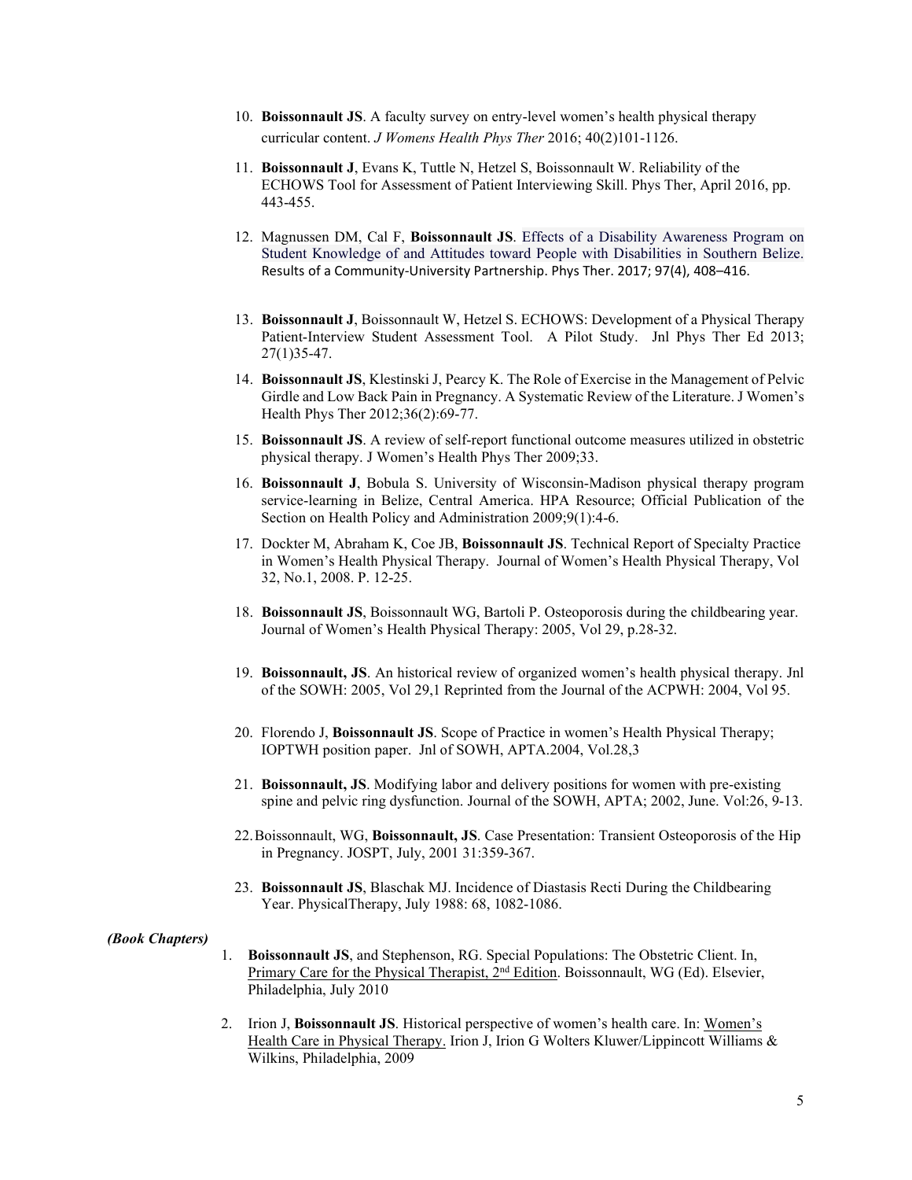10. **Boissonnault JS**. A faculty survey on entry-level women's health physical therapy curricular content. *J Womens Health Phys Ther* 2016; 40(2)101-1126.

11. **Boissonnault J**, Evans K, Tuttle N, Hetzel S, Boissonnault W. Reliability of the ECHOWS Tool for Assessment of Patient Interviewing Skill. Phys Ther, April 2016, pp. 443-455.

12. Magnussen DM, Cal F, **Boissonnault JS**. Effects of a Disability Awareness Program on Student Knowledge of and Attitudes toward People with Disabilities in Southern Belize. Results of a Community-University Partnership. Phys Ther. 2017; 97(4), 408–416.

13. **Boissonnault J**, Boissonnault W, Hetzel S. ECHOWS: Development of a Physical Therapy Patient-Interview Student Assessment Tool. A Pilot Study. Jnl Phys Ther Ed 2013; 27(1)35-47.

14. **Boissonnault JS**, Klestinski J, Pearcy K. The Role of Exercise in the Management of Pelvic Girdle and Low Back Pain in Pregnancy. A Systematic Review of the Literature. J Women's Health Phys Ther 2012;36(2):69-77.

15. **Boissonnault JS**. A review of self-report functional outcome measures utilized in obstetric physical therapy. J Women's Health Phys Ther 2009;33.

16. **Boissonnault J**, Bobula S. University of Wisconsin-Madison physical therapy program service-learning in Belize, Central America. HPA Resource; Official Publication of the Section on Health Policy and Administration 2009;9(1):4-6.

17. Dockter M, Abraham K, Coe JB, **Boissonnault JS**. Technical Report of Specialty Practice in Women's Health Physical Therapy. Journal of Women's Health Physical Therapy, Vol 32, No.1, 2008. P. 12-25.

18. **Boissonnault JS**, Boissonnault WG, Bartoli P. Osteoporosis during the childbearing year. Journal of Women's Health Physical Therapy: 2005, Vol 29, p.28-32.

19. **Boissonnault, JS**. An historical review of organized women's health physical therapy. Jnl of the SOWH: 2005, Vol 29,1 Reprinted from the Journal of the ACPWH: 2004, Vol 95.

20. Florendo J, **Boissonnault JS**. Scope of Practice in women's Health Physical Therapy; IOPTWH position paper. Jnl of SOWH, APTA.2004, Vol.28,3

21. **Boissonnault, JS**. Modifying labor and delivery positions for women with pre-existing spine and pelvic ring dysfunction. Journal of the SOWH, APTA; 2002, June. Vol:26, 9-13.

22. Boissonnault, WG, **Boissonnault, JS**. Case Presentation: Transient Osteoporosis of the Hip in Pregnancy. JOSPT, July, 2001 31:359-367.

23. **Boissonnault JS**, Blaschak MJ. Incidence of Diastasis Recti During the Childbearing Year. PhysicalTherapy, July 1988: 68, 1082-1086.

***(Book Chapters)***

1. **Boissonnault JS**, and Stephenson, RG. Special Populations: The Obstetric Client. In, Primary Care for the Physical Therapist, 2nd Edition. Boissonnault, WG (Ed). Elsevier, Philadelphia, July 2010

2. Irion J, **Boissonnault JS**. Historical perspective of women's health care. In: Women's Health Care in Physical Therapy. Irion J, Irion G Wolters Kluwer/Lippincott Williams & Wilkins, Philadelphia, 2009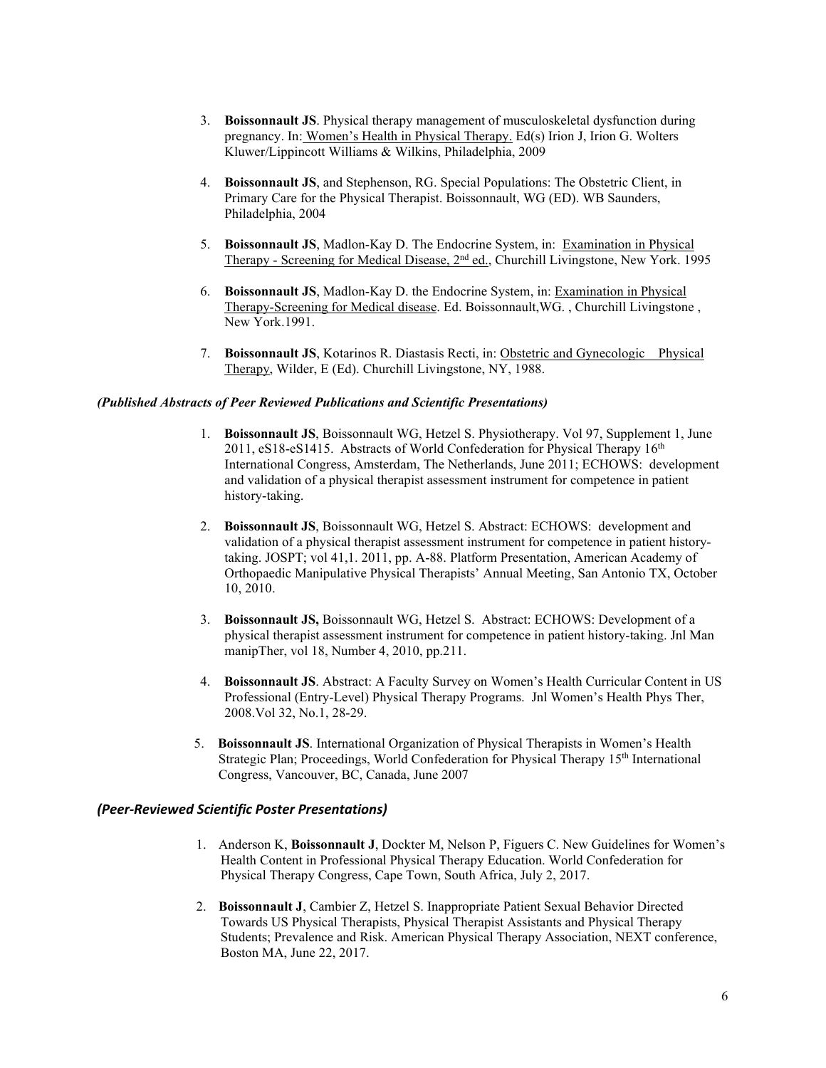3. **Boissonnault JS**. Physical therapy management of musculoskeletal dysfunction during pregnancy. In: Women's Health in Physical Therapy. Ed(s) Irion J, Irion G. Wolters Kluwer/Lippincott Williams & Wilkins, Philadelphia, 2009

4. **Boissonnault JS**, and Stephenson, RG. Special Populations: The Obstetric Client, in Primary Care for the Physical Therapist. Boissonnault, WG (ED). WB Saunders, Philadelphia, 2004

5. **Boissonnault JS**, Madlon-Kay D. The Endocrine System, in: Examination in Physical Therapy - Screening for Medical Disease, 2nd ed., Churchill Livingstone, New York. 1995

6. **Boissonnault JS**, Madlon-Kay D. the Endocrine System, in: Examination in Physical Therapy-Screening for Medical disease. Ed. Boissonnault,WG. , Churchill Livingstone , New York.1991.

7. **Boissonnault JS**, Kotarinos R. Diastasis Recti, in: Obstetric and Gynecologic Physical Therapy, Wilder, E (Ed). Churchill Livingstone, NY, 1988.

***(Published Abstracts of Peer Reviewed Publications and Scientific Presentations)***

1. **Boissonnault JS**, Boissonnault WG, Hetzel S. Physiotherapy. Vol 97, Supplement 1, June 2011, eS18-eS1415. Abstracts of World Confederation for Physical Therapy 16th International Congress, Amsterdam, The Netherlands, June 2011; ECHOWS: development and validation of a physical therapist assessment instrument for competence in patient history-taking.

2. **Boissonnault JS**, Boissonnault WG, Hetzel S. Abstract: ECHOWS: development and validation of a physical therapist assessment instrument for competence in patient history-taking. JOSPT; vol 41,1. 2011, pp. A-88. Platform Presentation, American Academy of Orthopaedic Manipulative Physical Therapists' Annual Meeting, San Antonio TX, October 10, 2010.

3. **Boissonnault JS,** Boissonnault WG, Hetzel S. Abstract: ECHOWS: Development of a physical therapist assessment instrument for competence in patient history-taking. Jnl Man manipTher, vol 18, Number 4, 2010, pp.211.

4. **Boissonnault JS**. Abstract: A Faculty Survey on Women's Health Curricular Content in US Professional (Entry-Level) Physical Therapy Programs. Jnl Women's Health Phys Ther, 2008.Vol 32, No.1, 28-29.

5. **Boissonnault JS**. International Organization of Physical Therapists in Women's Health Strategic Plan; Proceedings, World Confederation for Physical Therapy 15th International Congress, Vancouver, BC, Canada, June 2007

### *(Peer-Reviewed Scientific Poster Presentations)*

1. Anderson K, **Boissonnault J**, Dockter M, Nelson P, Figuers C. New Guidelines for Women's Health Content in Professional Physical Therapy Education. World Confederation for Physical Therapy Congress, Cape Town, South Africa, July 2, 2017.

2. **Boissonnault J**, Cambier Z, Hetzel S. Inappropriate Patient Sexual Behavior Directed Towards US Physical Therapists, Physical Therapist Assistants and Physical Therapy Students; Prevalence and Risk. American Physical Therapy Association, NEXT conference, Boston MA, June 22, 2017.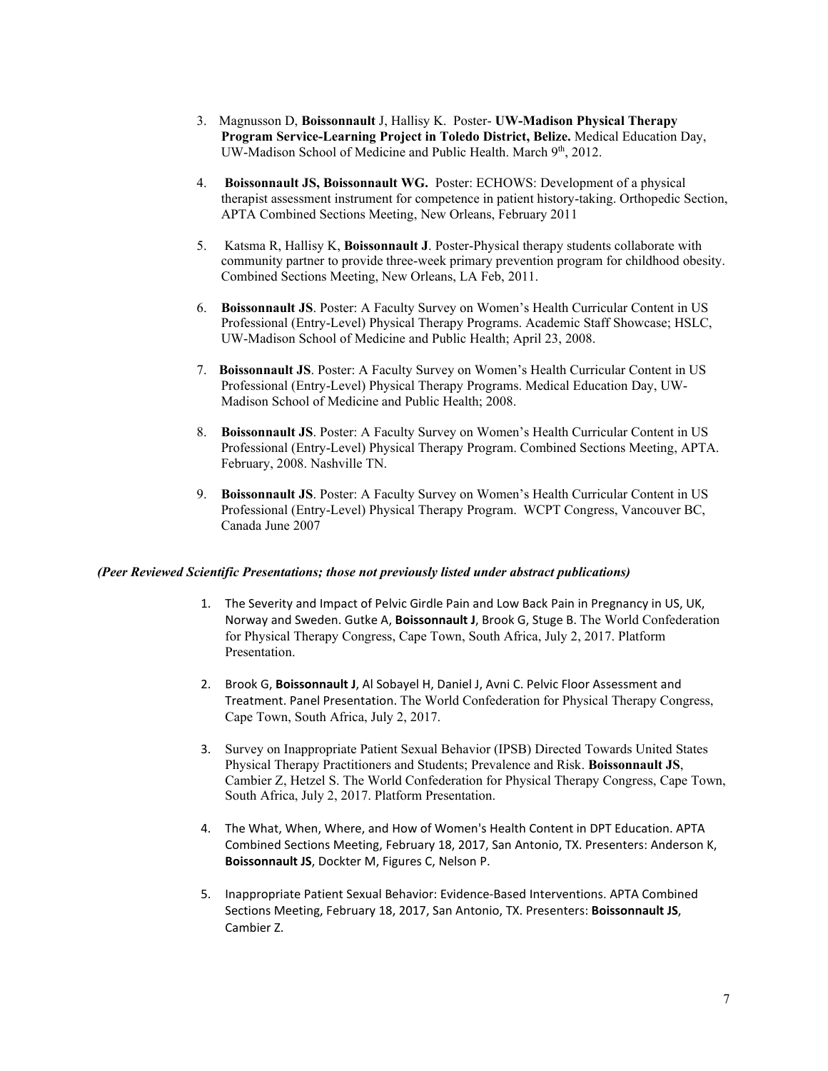3. Magnusson D, **Boissonnault** J, Hallisy K. Poster- **UW-Madison Physical Therapy Program Service-Learning Project in Toledo District, Belize.** Medical Education Day, UW-Madison School of Medicine and Public Health. March 9th, 2012.

4. **Boissonnault JS, Boissonnault WG.** Poster: ECHOWS: Development of a physical therapist assessment instrument for competence in patient history-taking. Orthopedic Section, APTA Combined Sections Meeting, New Orleans, February 2011

5. Katsma R, Hallisy K, **Boissonnault J**. Poster-Physical therapy students collaborate with community partner to provide three-week primary prevention program for childhood obesity. Combined Sections Meeting, New Orleans, LA Feb, 2011.

6. **Boissonnault JS**. Poster: A Faculty Survey on Women's Health Curricular Content in US Professional (Entry-Level) Physical Therapy Programs. Academic Staff Showcase; HSLC, UW-Madison School of Medicine and Public Health; April 23, 2008.

7. **Boissonnault JS**. Poster: A Faculty Survey on Women's Health Curricular Content in US Professional (Entry-Level) Physical Therapy Programs. Medical Education Day, UW-Madison School of Medicine and Public Health; 2008.

8. **Boissonnault JS**. Poster: A Faculty Survey on Women's Health Curricular Content in US Professional (Entry-Level) Physical Therapy Program. Combined Sections Meeting, APTA. February, 2008. Nashville TN.

9. **Boissonnault JS**. Poster: A Faculty Survey on Women's Health Curricular Content in US Professional (Entry-Level) Physical Therapy Program. WCPT Congress, Vancouver BC, Canada June 2007

***(Peer Reviewed Scientific Presentations; those not previously listed under abstract publications)***

1. The Severity and Impact of Pelvic Girdle Pain and Low Back Pain in Pregnancy in US, UK, Norway and Sweden. Gutke A, **Boissonnault J**, Brook G, Stuge B. The World Confederation for Physical Therapy Congress, Cape Town, South Africa, July 2, 2017. Platform Presentation.

2. Brook G, **Boissonnault J**, Al Sobayel H, Daniel J, Avni C. Pelvic Floor Assessment and Treatment. Panel Presentation. The World Confederation for Physical Therapy Congress, Cape Town, South Africa, July 2, 2017.

3. Survey on Inappropriate Patient Sexual Behavior (IPSB) Directed Towards United States Physical Therapy Practitioners and Students; Prevalence and Risk. **Boissonnault JS**, Cambier Z, Hetzel S. The World Confederation for Physical Therapy Congress, Cape Town, South Africa, July 2, 2017. Platform Presentation.

4. The What, When, Where, and How of Women's Health Content in DPT Education. APTA Combined Sections Meeting, February 18, 2017, San Antonio, TX. Presenters: Anderson K, **Boissonnault JS**, Dockter M, Figures C, Nelson P.

5. Inappropriate Patient Sexual Behavior: Evidence-Based Interventions. APTA Combined Sections Meeting, February 18, 2017, San Antonio, TX. Presenters: **Boissonnault JS**, Cambier Z.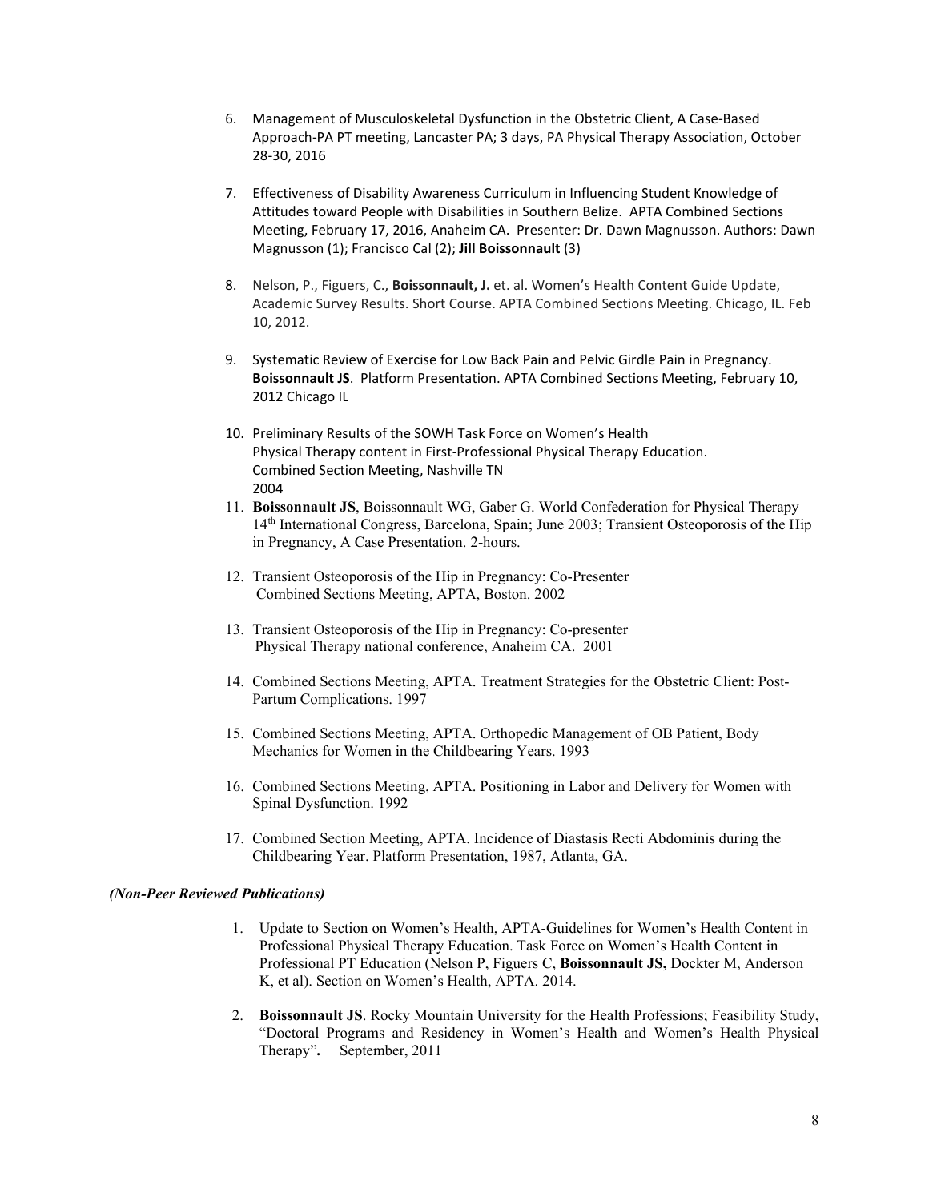6. Management of Musculoskeletal Dysfunction in the Obstetric Client, A Case-Based Approach-PA PT meeting, Lancaster PA; 3 days, PA Physical Therapy Association, October 28-30, 2016

7. Effectiveness of Disability Awareness Curriculum in Influencing Student Knowledge of Attitudes toward People with Disabilities in Southern Belize. APTA Combined Sections Meeting, February 17, 2016, Anaheim CA. Presenter: Dr. Dawn Magnusson. Authors: Dawn Magnusson (1); Francisco Cal (2); **Jill Boissonnault** (3)

8. Nelson, P., Figuers, C., **Boissonnault, J.** et. al. Women's Health Content Guide Update, Academic Survey Results. Short Course. APTA Combined Sections Meeting. Chicago, IL. Feb 10, 2012.

9. Systematic Review of Exercise for Low Back Pain and Pelvic Girdle Pain in Pregnancy. **Boissonnault JS**. Platform Presentation. APTA Combined Sections Meeting, February 10, 2012 Chicago IL

10. Preliminary Results of the SOWH Task Force on Women's Health Physical Therapy content in First-Professional Physical Therapy Education. Combined Section Meeting, Nashville TN 2004

11. **Boissonnault JS**, Boissonnault WG, Gaber G. World Confederation for Physical Therapy 14th International Congress, Barcelona, Spain; June 2003; Transient Osteoporosis of the Hip in Pregnancy, A Case Presentation. 2-hours.

12. Transient Osteoporosis of the Hip in Pregnancy: Co-Presenter Combined Sections Meeting, APTA, Boston. 2002

13. Transient Osteoporosis of the Hip in Pregnancy: Co-presenter Physical Therapy national conference, Anaheim CA. 2001

14. Combined Sections Meeting, APTA. Treatment Strategies for the Obstetric Client: Post-Partum Complications. 1997

15. Combined Sections Meeting, APTA. Orthopedic Management of OB Patient, Body Mechanics for Women in the Childbearing Years. 1993

16. Combined Sections Meeting, APTA. Positioning in Labor and Delivery for Women with Spinal Dysfunction. 1992

17. Combined Section Meeting, APTA. Incidence of Diastasis Recti Abdominis during the Childbearing Year. Platform Presentation, 1987, Atlanta, GA.

***(Non-Peer Reviewed Publications)***

1. Update to Section on Women's Health, APTA-Guidelines for Women's Health Content in Professional Physical Therapy Education. Task Force on Women's Health Content in Professional PT Education (Nelson P, Figuers C, **Boissonnault JS,** Dockter M, Anderson K, et al). Section on Women's Health, APTA. 2014.

2. **Boissonnault JS**. Rocky Mountain University for the Health Professions; Feasibility Study, "Doctoral Programs and Residency in Women's Health and Women's Health Physical Therapy"**.** September, 2011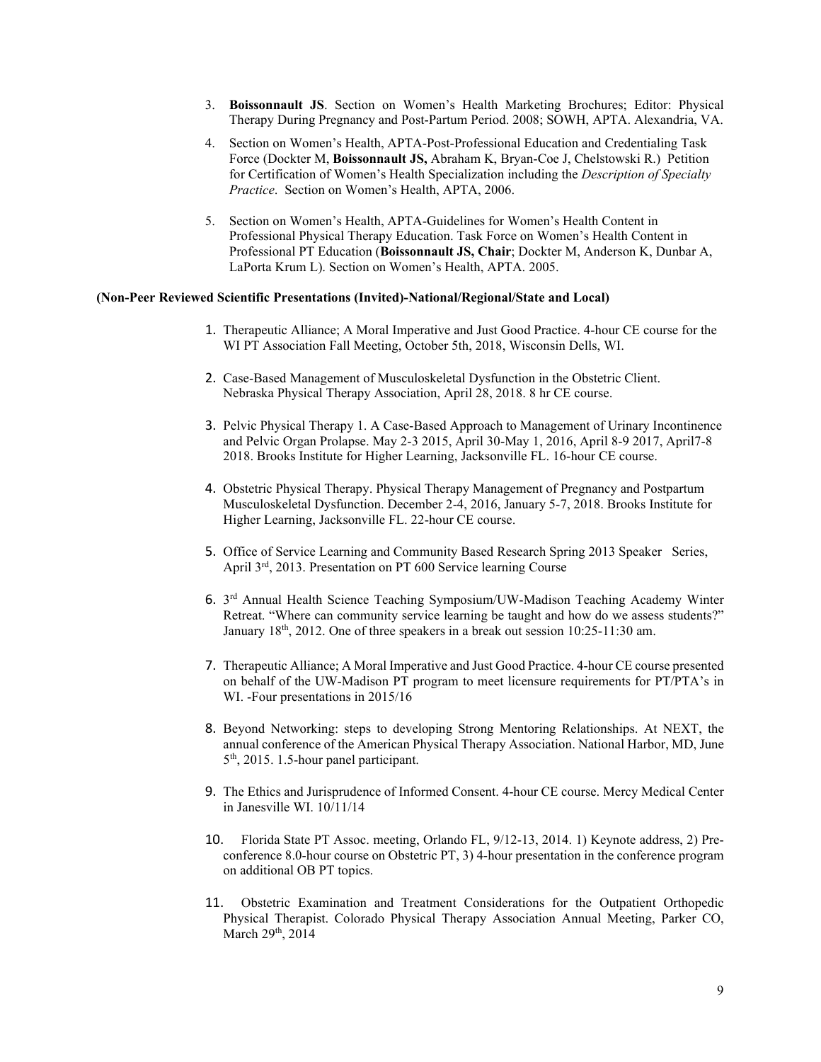3. **Boissonnault JS**. Section on Women's Health Marketing Brochures; Editor: Physical Therapy During Pregnancy and Post-Partum Period. 2008; SOWH, APTA. Alexandria, VA.

4. Section on Women's Health, APTA-Post-Professional Education and Credentialing Task Force (Dockter M, **Boissonnault JS,** Abraham K, Bryan-Coe J, Chelstowski R.) Petition for Certification of Women's Health Specialization including the *Description of Specialty Practice*. Section on Women's Health, APTA, 2006.

5. Section on Women's Health, APTA-Guidelines for Women's Health Content in Professional Physical Therapy Education. Task Force on Women's Health Content in Professional PT Education (**Boissonnault JS, Chair**; Dockter M, Anderson K, Dunbar A, LaPorta Krum L). Section on Women's Health, APTA. 2005.

**(Non-Peer Reviewed Scientific Presentations (Invited)-National/Regional/State and Local)**

1. Therapeutic Alliance; A Moral Imperative and Just Good Practice. 4-hour CE course for the WI PT Association Fall Meeting, October 5th, 2018, Wisconsin Dells, WI.

2. Case-Based Management of Musculoskeletal Dysfunction in the Obstetric Client. Nebraska Physical Therapy Association, April 28, 2018. 8 hr CE course.

3. Pelvic Physical Therapy 1. A Case-Based Approach to Management of Urinary Incontinence and Pelvic Organ Prolapse. May 2-3 2015, April 30-May 1, 2016, April 8-9 2017, April7-8 2018. Brooks Institute for Higher Learning, Jacksonville FL. 16-hour CE course.

4. Obstetric Physical Therapy. Physical Therapy Management of Pregnancy and Postpartum Musculoskeletal Dysfunction. December 2-4, 2016, January 5-7, 2018. Brooks Institute for Higher Learning, Jacksonville FL. 22-hour CE course.

5. Office of Service Learning and Community Based Research Spring 2013 Speaker Series, April 3rd, 2013. Presentation on PT 600 Service learning Course

6. 3rd Annual Health Science Teaching Symposium/UW-Madison Teaching Academy Winter Retreat. "Where can community service learning be taught and how do we assess students?" January 18th, 2012. One of three speakers in a break out session 10:25-11:30 am.

7. Therapeutic Alliance; A Moral Imperative and Just Good Practice. 4-hour CE course presented on behalf of the UW-Madison PT program to meet licensure requirements for PT/PTA's in WI. -Four presentations in 2015/16

8. Beyond Networking: steps to developing Strong Mentoring Relationships. At NEXT, the annual conference of the American Physical Therapy Association. National Harbor, MD, June 5th, 2015. 1.5-hour panel participant.

9. The Ethics and Jurisprudence of Informed Consent. 4-hour CE course. Mercy Medical Center in Janesville WI. 10/11/14

10. Florida State PT Assoc. meeting, Orlando FL, 9/12-13, 2014. 1) Keynote address, 2) Pre-conference 8.0-hour course on Obstetric PT, 3) 4-hour presentation in the conference program on additional OB PT topics.

11. Obstetric Examination and Treatment Considerations for the Outpatient Orthopedic Physical Therapist. Colorado Physical Therapy Association Annual Meeting, Parker CO, March 29th, 2014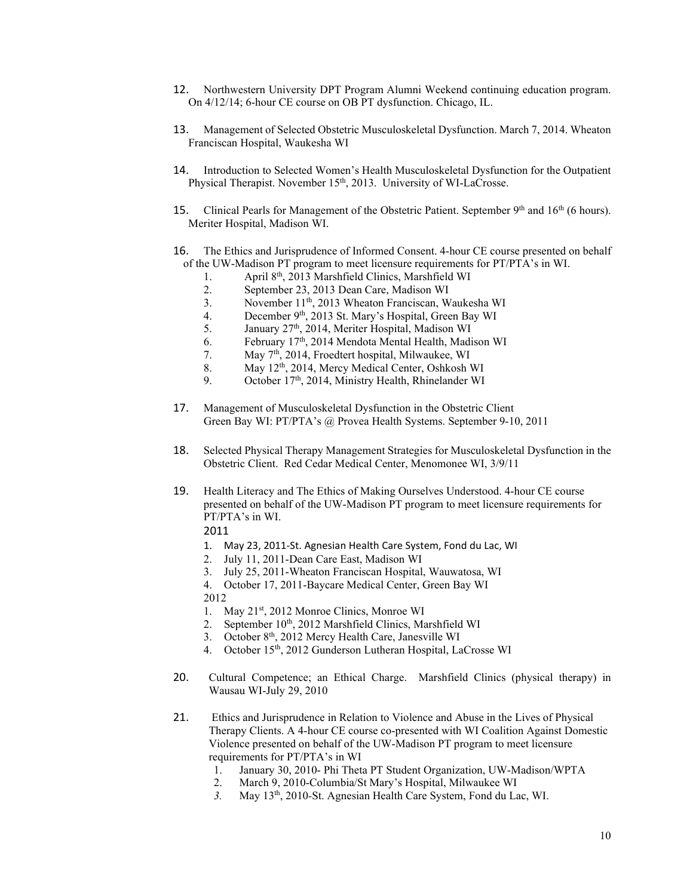12. Northwestern University DPT Program Alumni Weekend continuing education program. On 4/12/14; 6-hour CE course on OB PT dysfunction. Chicago, IL.

13. Management of Selected Obstetric Musculoskeletal Dysfunction. March 7, 2014. Wheaton Franciscan Hospital, Waukesha WI

14. Introduction to Selected Women's Health Musculoskeletal Dysfunction for the Outpatient Physical Therapist. November 15th, 2013. University of WI-LaCrosse.

15. Clinical Pearls for Management of the Obstetric Patient. September 9th and 16th (6 hours). Meriter Hospital, Madison WI.

16. The Ethics and Jurisprudence of Informed Consent. 4-hour CE course presented on behalf of the UW-Madison PT program to meet licensure requirements for PT/PTA's in WI.
    1. April 8th, 2013 Marshfield Clinics, Marshfield WI
    2. September 23, 2013 Dean Care, Madison WI
    3. November 11th, 2013 Wheaton Franciscan, Waukesha WI
    4. December 9th, 2013 St. Mary's Hospital, Green Bay WI
    5. January 27th, 2014, Meriter Hospital, Madison WI
    6. February 17th, 2014 Mendota Mental Health, Madison WI
    7. May 7th, 2014, Froedtert hospital, Milwaukee, WI
    8. May 12th, 2014, Mercy Medical Center, Oshkosh WI
    9. October 17th, 2014, Ministry Health, Rhinelander WI

17. Management of Musculoskeletal Dysfunction in the Obstetric Client
    Green Bay WI: PT/PTA's @ Provea Health Systems. September 9-10, 2011

18. Selected Physical Therapy Management Strategies for Musculoskeletal Dysfunction in the Obstetric Client. Red Cedar Medical Center, Menomonee WI, 3/9/11

19. Health Literacy and The Ethics of Making Ourselves Understood. 4-hour CE course presented on behalf of the UW-Madison PT program to meet licensure requirements for PT/PTA's in WI.

    2011
    1. May 23, 2011-St. Agnesian Health Care System, Fond du Lac, WI
    2. July 11, 2011-Dean Care East, Madison WI
    3. July 25, 2011-Wheaton Franciscan Hospital, Wauwatosa, WI
    4. October 17, 2011-Baycare Medical Center, Green Bay WI

    2012
    1. May 21st, 2012 Monroe Clinics, Monroe WI
    2. September 10th, 2012 Marshfield Clinics, Marshfield WI
    3. October 8th, 2012 Mercy Health Care, Janesville WI
    4. October 15th, 2012 Gunderson Lutheran Hospital, LaCrosse WI

20. Cultural Competence; an Ethical Charge. Marshfield Clinics (physical therapy) in Wausau WI-July 29, 2010

21. Ethics and Jurisprudence in Relation to Violence and Abuse in the Lives of Physical Therapy Clients. A 4-hour CE course co-presented with WI Coalition Against Domestic Violence presented on behalf of the UW-Madison PT program to meet licensure requirements for PT/PTA's in WI
    1. January 30, 2010- Phi Theta PT Student Organization, UW-Madison/WPTA
    2. March 9, 2010-Columbia/St Mary's Hospital, Milwaukee WI
    3. May 13th, 2010-St. Agnesian Health Care System, Fond du Lac, WI.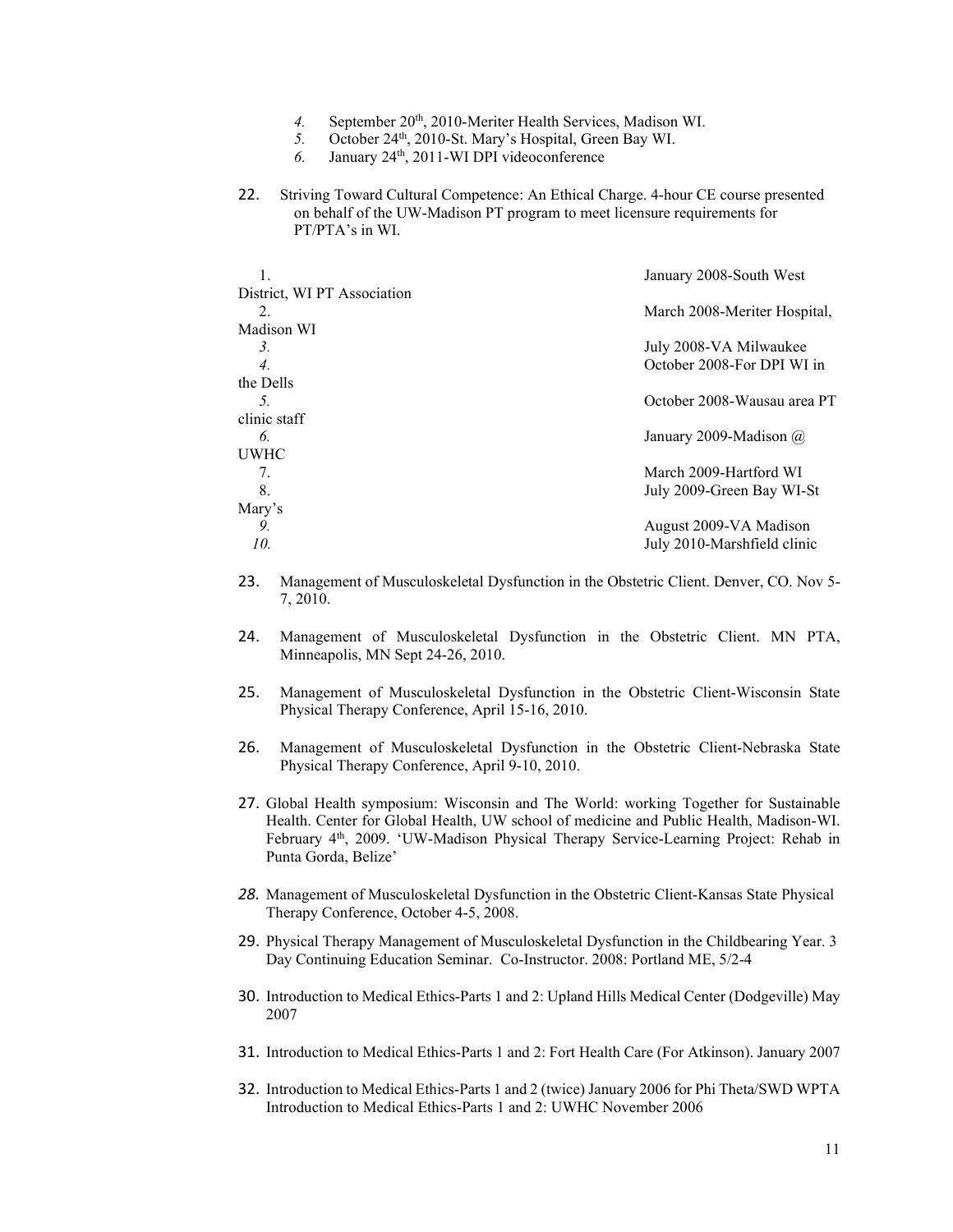4. September 20th, 2010-Meriter Health Services, Madison WI.
5. October 24th, 2010-St. Mary's Hospital, Green Bay WI.
6. January 24th, 2011-WI DPI videoconference

22. Striving Toward Cultural Competence: An Ethical Charge. 4-hour CE course presented on behalf of the UW-Madison PT program to meet licensure requirements for PT/PTA's in WI.

    1. January 2008-South West District, WI PT Association
    2. March 2008-Meriter Hospital, Madison WI
    3. July 2008-VA Milwaukee
    4. October 2008-For DPI WI in the Dells
    5. October 2008-Wausau area PT clinic staff
    6. January 2009-Madison @ UWHC
    7. March 2009-Hartford WI
    8. July 2009-Green Bay WI-St Mary's
    9. August 2009-VA Madison
    10. July 2010-Marshfield clinic

23. Management of Musculoskeletal Dysfunction in the Obstetric Client. Denver, CO. Nov 5-7, 2010.

24. Management of Musculoskeletal Dysfunction in the Obstetric Client. MN PTA, Minneapolis, MN Sept 24-26, 2010.

25. Management of Musculoskeletal Dysfunction in the Obstetric Client-Wisconsin State Physical Therapy Conference, April 15-16, 2010.

26. Management of Musculoskeletal Dysfunction in the Obstetric Client-Nebraska State Physical Therapy Conference, April 9-10, 2010.

27. Global Health symposium: Wisconsin and The World: working Together for Sustainable Health. Center for Global Health, UW school of medicine and Public Health, Madison-WI. February 4th, 2009. 'UW-Madison Physical Therapy Service-Learning Project: Rehab in Punta Gorda, Belize'

28. Management of Musculoskeletal Dysfunction in the Obstetric Client-Kansas State Physical Therapy Conference, October 4-5, 2008.

29. Physical Therapy Management of Musculoskeletal Dysfunction in the Childbearing Year. 3 Day Continuing Education Seminar. Co-Instructor. 2008: Portland ME, 5/2-4

30. Introduction to Medical Ethics-Parts 1 and 2: Upland Hills Medical Center (Dodgeville) May 2007

31. Introduction to Medical Ethics-Parts 1 and 2: Fort Health Care (For Atkinson). January 2007

32. Introduction to Medical Ethics-Parts 1 and 2 (twice) January 2006 for Phi Theta/SWD WPTA
    Introduction to Medical Ethics-Parts 1 and 2: UWHC November 2006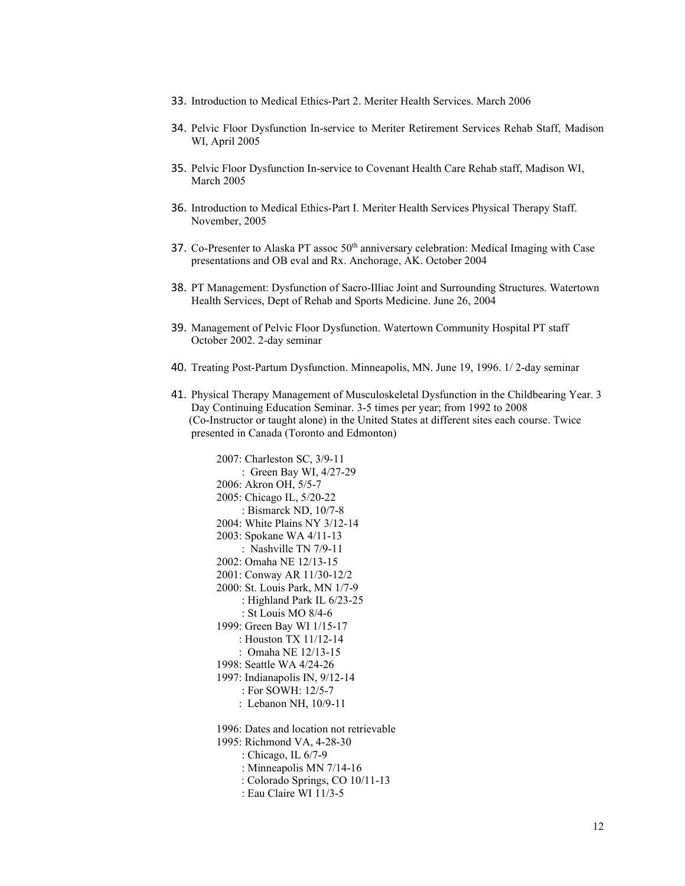33. Introduction to Medical Ethics-Part 2. Meriter Health Services. March 2006

34. Pelvic Floor Dysfunction In-service to Meriter Retirement Services Rehab Staff, Madison WI, April 2005

35. Pelvic Floor Dysfunction In-service to Covenant Health Care Rehab staff, Madison WI, March 2005

36. Introduction to Medical Ethics-Part I. Meriter Health Services Physical Therapy Staff. November, 2005

37. Co-Presenter to Alaska PT assoc 50th anniversary celebration: Medical Imaging with Case presentations and OB eval and Rx. Anchorage, AK. October 2004

38. PT Management: Dysfunction of Sacro-Illiac Joint and Surrounding Structures. Watertown Health Services, Dept of Rehab and Sports Medicine. June 26, 2004

39. Management of Pelvic Floor Dysfunction. Watertown Community Hospital PT staff October 2002. 2-day seminar

40. Treating Post-Partum Dysfunction. Minneapolis, MN. June 19, 1996. 1/ 2-day seminar

41. Physical Therapy Management of Musculoskeletal Dysfunction in the Childbearing Year. 3 Day Continuing Education Seminar. 3-5 times per year; from 1992 to 2008 (Co-Instructor or taught alone) in the United States at different sites each course. Twice presented in Canada (Toronto and Edmonton)

    2007: Charleston SC, 3/9-11
    : Green Bay WI, 4/27-29
    2006: Akron OH, 5/5-7
    2005: Chicago IL, 5/20-22
    : Bismarck ND, 10/7-8
    2004: White Plains NY 3/12-14
    2003: Spokane WA 4/11-13
    : Nashville TN 7/9-11
    2002: Omaha NE 12/13-15
    2001: Conway AR 11/30-12/2
    2000: St. Louis Park, MN 1/7-9
    : Highland Park IL 6/23-25
    : St Louis MO 8/4-6
    1999: Green Bay WI 1/15-17
    : Houston TX 11/12-14
    : Omaha NE 12/13-15
    1998: Seattle WA 4/24-26
    1997: Indianapolis IN, 9/12-14
    : For SOWH: 12/5-7
    : Lebanon NH, 10/9-11

    1996: Dates and location not retrievable
    1995: Richmond VA, 4-28-30
    : Chicago, IL 6/7-9
    : Minneapolis MN 7/14-16
    : Colorado Springs, CO 10/11-13
    : Eau Claire WI 11/3-5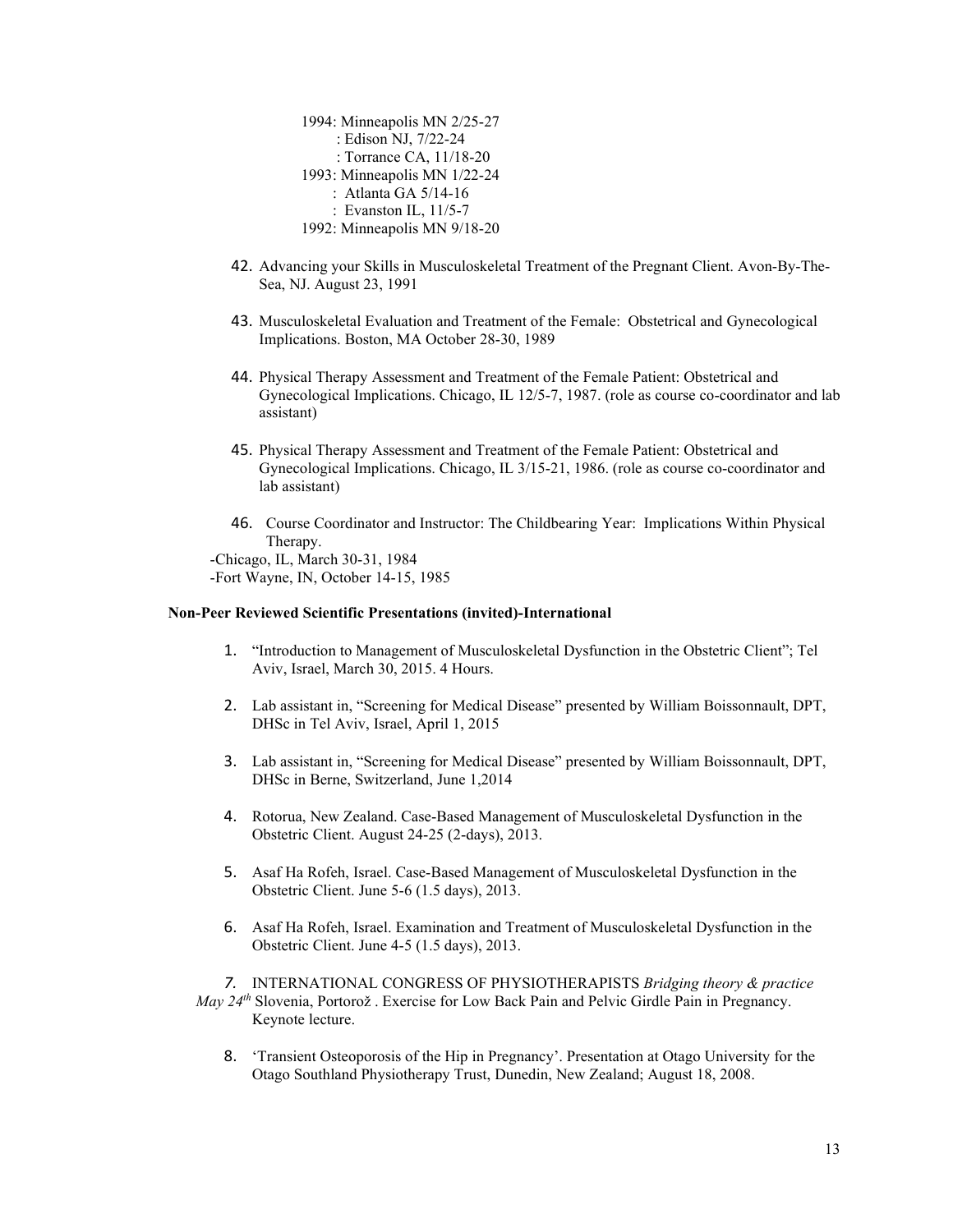1994: Minneapolis MN 2/25-27
: Edison NJ, 7/22-24
: Torrance CA, 11/18-20
1993: Minneapolis MN 1/22-24
: Atlanta GA 5/14-16
: Evanston IL, 11/5-7
1992: Minneapolis MN 9/18-20

42. Advancing your Skills in Musculoskeletal Treatment of the Pregnant Client. Avon-By-The-Sea, NJ. August 23, 1991

43. Musculoskeletal Evaluation and Treatment of the Female: Obstetrical and Gynecological Implications. Boston, MA October 28-30, 1989

44. Physical Therapy Assessment and Treatment of the Female Patient: Obstetrical and Gynecological Implications. Chicago, IL 12/5-7, 1987. (role as course co-coordinator and lab assistant)

45. Physical Therapy Assessment and Treatment of the Female Patient: Obstetrical and Gynecological Implications. Chicago, IL 3/15-21, 1986. (role as course co-coordinator and lab assistant)

46. Course Coordinator and Instructor: The Childbearing Year: Implications Within Physical Therapy.

-Chicago, IL, March 30-31, 1984
-Fort Wayne, IN, October 14-15, 1985

**Non-Peer Reviewed Scientific Presentations (invited)-International**

1. "Introduction to Management of Musculoskeletal Dysfunction in the Obstetric Client"; Tel Aviv, Israel, March 30, 2015. 4 Hours.

2. Lab assistant in, "Screening for Medical Disease" presented by William Boissonnault, DPT, DHSc in Tel Aviv, Israel, April 1, 2015

3. Lab assistant in, "Screening for Medical Disease" presented by William Boissonnault, DPT, DHSc in Berne, Switzerland, June 1,2014

4. Rotorua, New Zealand. Case-Based Management of Musculoskeletal Dysfunction in the Obstetric Client. August 24-25 (2-days), 2013.

5. Asaf Ha Rofeh, Israel. Case-Based Management of Musculoskeletal Dysfunction in the Obstetric Client. June 5-6 (1.5 days), 2013.

6. Asaf Ha Rofeh, Israel. Examination and Treatment of Musculoskeletal Dysfunction in the Obstetric Client. June 4-5 (1.5 days), 2013.

7. INTERNATIONAL CONGRESS OF PHYSIOTHERAPISTS *Bridging theory & practice May 24th* Slovenia, Portorož . Exercise for Low Back Pain and Pelvic Girdle Pain in Pregnancy. Keynote lecture.

8. 'Transient Osteoporosis of the Hip in Pregnancy'. Presentation at Otago University for the Otago Southland Physiotherapy Trust, Dunedin, New Zealand; August 18, 2008.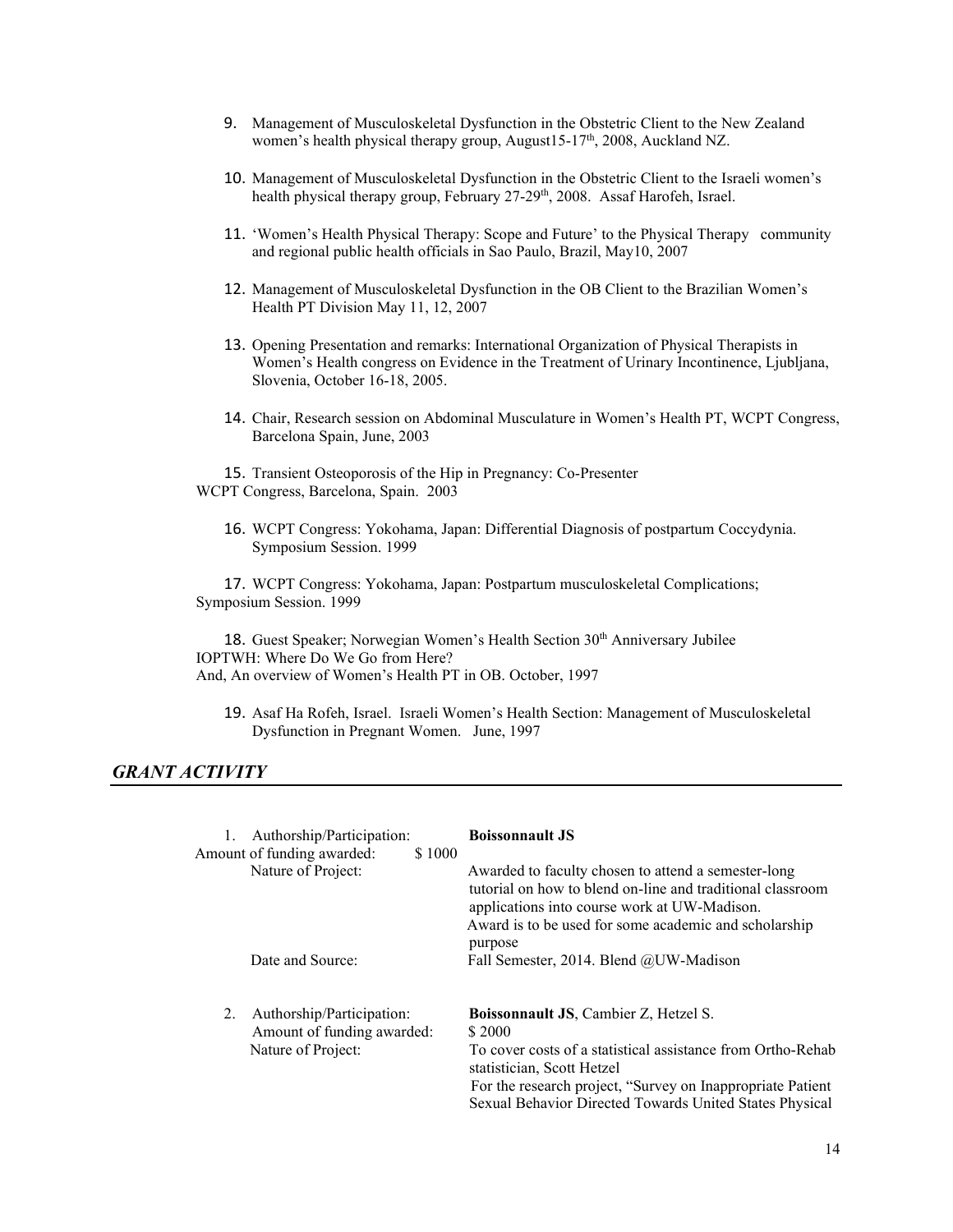9. Management of Musculoskeletal Dysfunction in the Obstetric Client to the New Zealand women's health physical therapy group, August15-17th, 2008, Auckland NZ.

10. Management of Musculoskeletal Dysfunction in the Obstetric Client to the Israeli women's health physical therapy group, February 27-29th, 2008. Assaf Harofeh, Israel.

11. 'Women's Health Physical Therapy: Scope and Future' to the Physical Therapy community and regional public health officials in Sao Paulo, Brazil, May10, 2007

12. Management of Musculoskeletal Dysfunction in the OB Client to the Brazilian Women's Health PT Division May 11, 12, 2007

13. Opening Presentation and remarks: International Organization of Physical Therapists in Women's Health congress on Evidence in the Treatment of Urinary Incontinence, Ljubljana, Slovenia, October 16-18, 2005.

14. Chair, Research session on Abdominal Musculature in Women's Health PT, WCPT Congress, Barcelona Spain, June, 2003

15. Transient Osteoporosis of the Hip in Pregnancy: Co-Presenter WCPT Congress, Barcelona, Spain. 2003

16. WCPT Congress: Yokohama, Japan: Differential Diagnosis of postpartum Coccydynia. Symposium Session. 1999

17. WCPT Congress: Yokohama, Japan: Postpartum musculoskeletal Complications; Symposium Session. 1999

18. Guest Speaker; Norwegian Women's Health Section 30th Anniversary Jubilee IOPTWH: Where Do We Go from Here? And, An overview of Women's Health PT in OB. October, 1997

19. Asaf Ha Rofeh, Israel. Israeli Women's Health Section: Management of Musculoskeletal Dysfunction in Pregnant Women. June, 1997

## *GRANT ACTIVITY*

1. Authorship/Participation: **Boissonnault JS**
   Amount of funding awarded: $ 1000
   Nature of Project: Awarded to faculty chosen to attend a semester-long tutorial on how to blend on-line and traditional classroom applications into course work at UW-Madison. Award is to be used for some academic and scholarship purpose
   Date and Source: Fall Semester, 2014. Blend @UW-Madison

2. Authorship/Participation: **Boissonnault JS**, Cambier Z, Hetzel S.
   Amount of funding awarded: $ 2000
   Nature of Project: To cover costs of a statistical assistance from Ortho-Rehab statistician, Scott Hetzel For the research project, "Survey on Inappropriate Patient Sexual Behavior Directed Towards United States Physical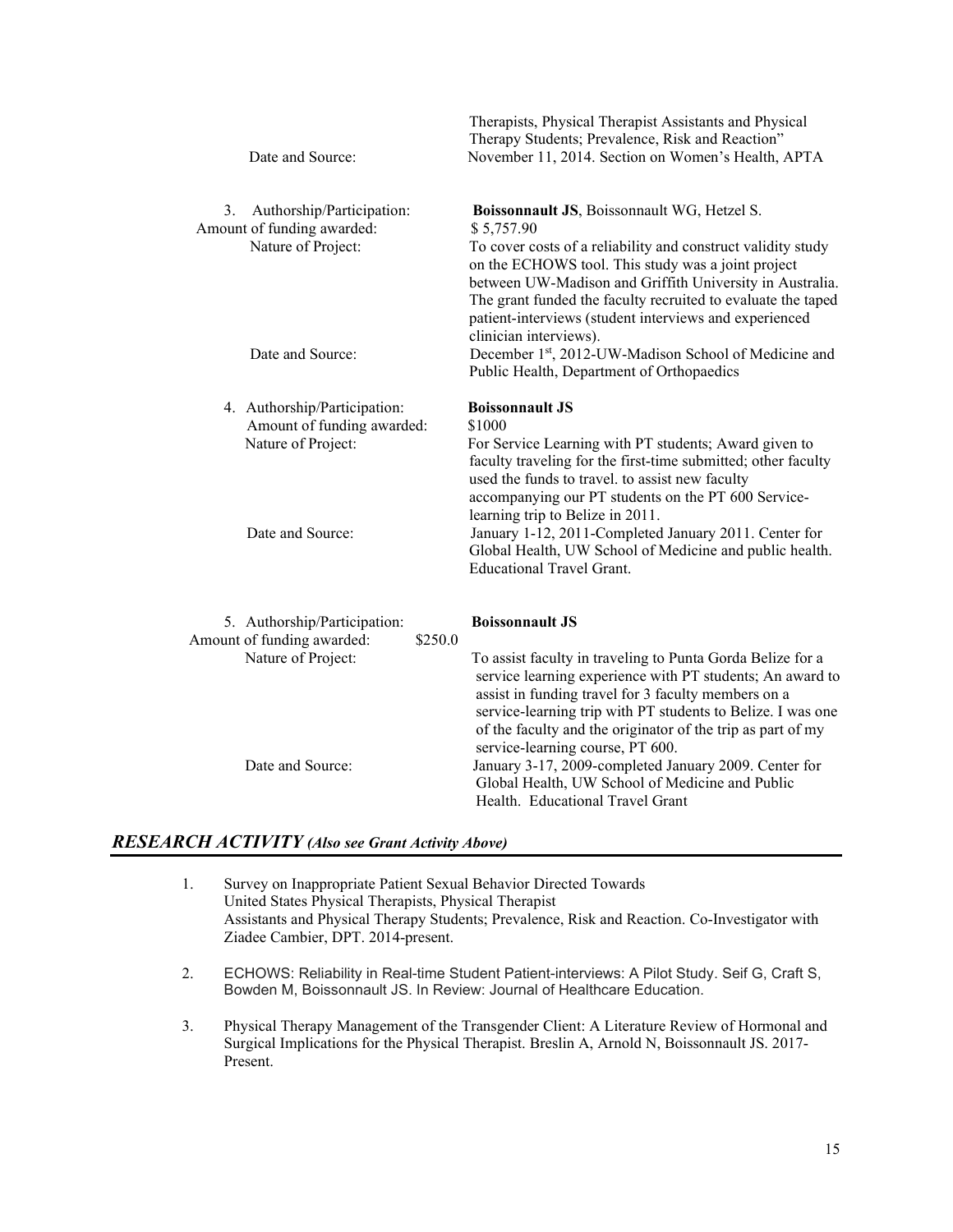Therapists, Physical Therapist Assistants and Physical Therapy Students; Prevalence, Risk and Reaction"

Date and Source: November 11, 2014. Section on Women's Health, APTA

3. Authorship/Participation: **Boissonnault JS**, Boissonnault WG, Hetzel S.
   Amount of funding awarded: $ 5,757.90
   Nature of Project: To cover costs of a reliability and construct validity study on the ECHOWS tool. This study was a joint project between UW-Madison and Griffith University in Australia. The grant funded the faculty recruited to evaluate the taped patient-interviews (student interviews and experienced clinician interviews).
   Date and Source: December 1st, 2012-UW-Madison School of Medicine and Public Health, Department of Orthopaedics

4. Authorship/Participation: **Boissonnault JS**
   Amount of funding awarded: $1000
   Nature of Project: For Service Learning with PT students; Award given to faculty traveling for the first-time submitted; other faculty used the funds to travel. to assist new faculty accompanying our PT students on the PT 600 Service-learning trip to Belize in 2011.
   Date and Source: January 1-12, 2011-Completed January 2011. Center for Global Health, UW School of Medicine and public health. Educational Travel Grant.

5. Authorship/Participation: **Boissonnault JS**
   Amount of funding awarded: $250.0
   Nature of Project: To assist faculty in traveling to Punta Gorda Belize for a service learning experience with PT students; An award to assist in funding travel for 3 faculty members on a service-learning trip with PT students to Belize. I was one of the faculty and the originator of the trip as part of my service-learning course, PT 600.
   Date and Source: January 3-17, 2009-completed January 2009. Center for Global Health, UW School of Medicine and Public Health. Educational Travel Grant

## *RESEARCH ACTIVITY (Also see Grant Activity Above)*

1. Survey on Inappropriate Patient Sexual Behavior Directed Towards United States Physical Therapists, Physical Therapist Assistants and Physical Therapy Students; Prevalence, Risk and Reaction. Co-Investigator with Ziadee Cambier, DPT. 2014-present.

2. ECHOWS: Reliability in Real-time Student Patient-interviews: A Pilot Study. Seif G, Craft S, Bowden M, Boissonnault JS. In Review: Journal of Healthcare Education.

3. Physical Therapy Management of the Transgender Client: A Literature Review of Hormonal and Surgical Implications for the Physical Therapist. Breslin A, Arnold N, Boissonnault JS. 2017-Present.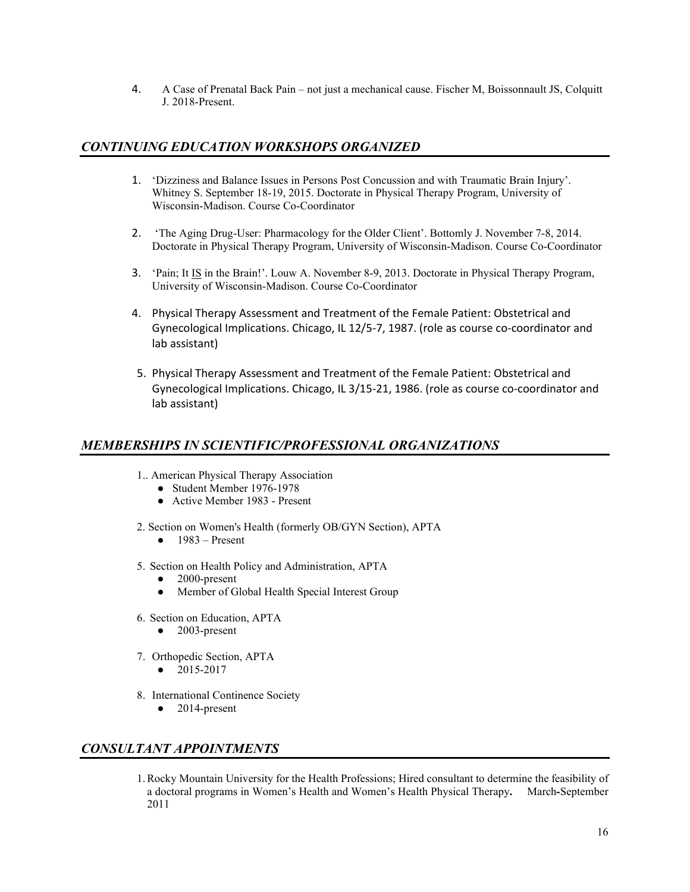4. A Case of Prenatal Back Pain – not just a mechanical cause. Fischer M, Boissonnault JS, Colquitt J. 2018-Present.

## *CONTINUING EDUCATION WORKSHOPS ORGANIZED*

1. 'Dizziness and Balance Issues in Persons Post Concussion and with Traumatic Brain Injury'. Whitney S. September 18-19, 2015. Doctorate in Physical Therapy Program, University of Wisconsin-Madison. Course Co-Coordinator

2. 'The Aging Drug-User: Pharmacology for the Older Client'. Bottomly J. November 7-8, 2014. Doctorate in Physical Therapy Program, University of Wisconsin-Madison. Course Co-Coordinator

3. 'Pain; It <u>IS</u> in the Brain!'. Louw A. November 8-9, 2013. Doctorate in Physical Therapy Program, University of Wisconsin-Madison. Course Co-Coordinator

4. Physical Therapy Assessment and Treatment of the Female Patient: Obstetrical and Gynecological Implications. Chicago, IL 12/5-7, 1987. (role as course co-coordinator and lab assistant)

5. Physical Therapy Assessment and Treatment of the Female Patient: Obstetrical and Gynecological Implications. Chicago, IL 3/15-21, 1986. (role as course co-coordinator and lab assistant)

## *MEMBERSHIPS IN SCIENTIFIC/PROFESSIONAL ORGANIZATIONS*

1.. American Physical Therapy Association
- Student Member 1976-1978
- Active Member 1983 - Present

2. Section on Women's Health (formerly OB/GYN Section), APTA
- 1983 – Present

5. Section on Health Policy and Administration, APTA
- 2000-present
- Member of Global Health Special Interest Group

6. Section on Education, APTA
- 2003-present

7. Orthopedic Section, APTA
- 2015-2017

8. International Continence Society
- 2014-present

## *CONSULTANT APPOINTMENTS*

1. Rocky Mountain University for the Health Professions; Hired consultant to determine the feasibility of a doctoral programs in Women's Health and Women's Health Physical Therapy**.** March**-**September 2011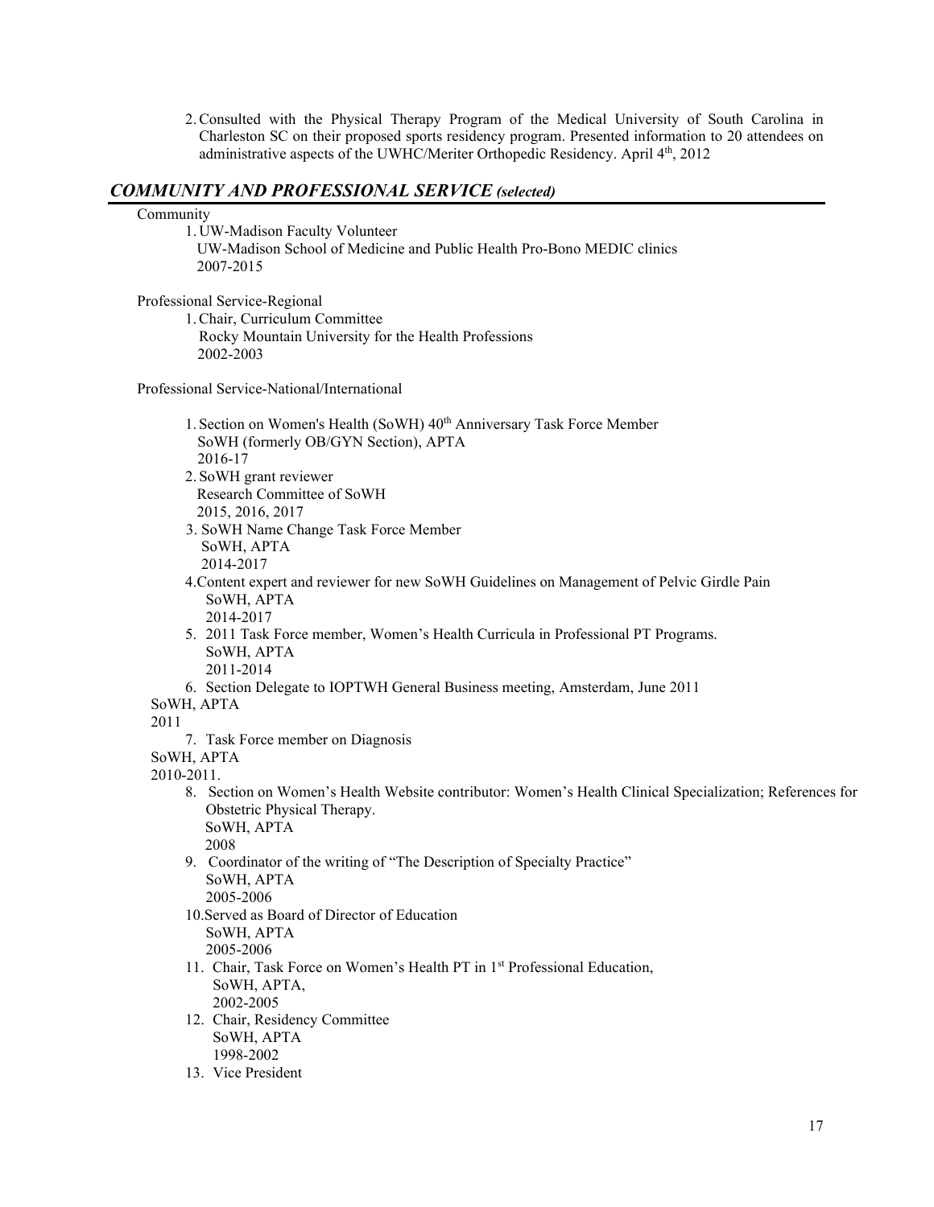2. Consulted with the Physical Therapy Program of the Medical University of South Carolina in Charleston SC on their proposed sports residency program. Presented information to 20 attendees on administrative aspects of the UWHC/Meriter Orthopedic Residency. April 4th, 2012

## *COMMUNITY AND PROFESSIONAL SERVICE (selected)*

Community

1. UW-Madison Faculty Volunteer
   UW-Madison School of Medicine and Public Health Pro-Bono MEDIC clinics
   2007-2015

Professional Service-Regional

1. Chair, Curriculum Committee
   Rocky Mountain University for the Health Professions
   2002-2003

Professional Service-National/International

1. Section on Women's Health (SoWH) 40th Anniversary Task Force Member
   SoWH (formerly OB/GYN Section), APTA
   2016-17
2. SoWH grant reviewer
   Research Committee of SoWH
   2015, 2016, 2017
3. SoWH Name Change Task Force Member
   SoWH, APTA
   2014-2017
4. Content expert and reviewer for new SoWH Guidelines on Management of Pelvic Girdle Pain
   SoWH, APTA
   2014-2017
5. 2011 Task Force member, Women's Health Curricula in Professional PT Programs.
   SoWH, APTA
   2011-2014
6. Section Delegate to IOPTWH General Business meeting, Amsterdam, June 2011
   SoWH, APTA
   2011
7. Task Force member on Diagnosis
   SoWH, APTA
   2010-2011.
8. Section on Women's Health Website contributor: Women's Health Clinical Specialization; References for Obstetric Physical Therapy.
   SoWH, APTA
   2008
9. Coordinator of the writing of "The Description of Specialty Practice"
   SoWH, APTA
   2005-2006
10. Served as Board of Director of Education
    SoWH, APTA
    2005-2006
11. Chair, Task Force on Women's Health PT in 1st Professional Education,
    SoWH, APTA,
    2002-2005
12. Chair, Residency Committee
    SoWH, APTA
    1998-2002
13. Vice President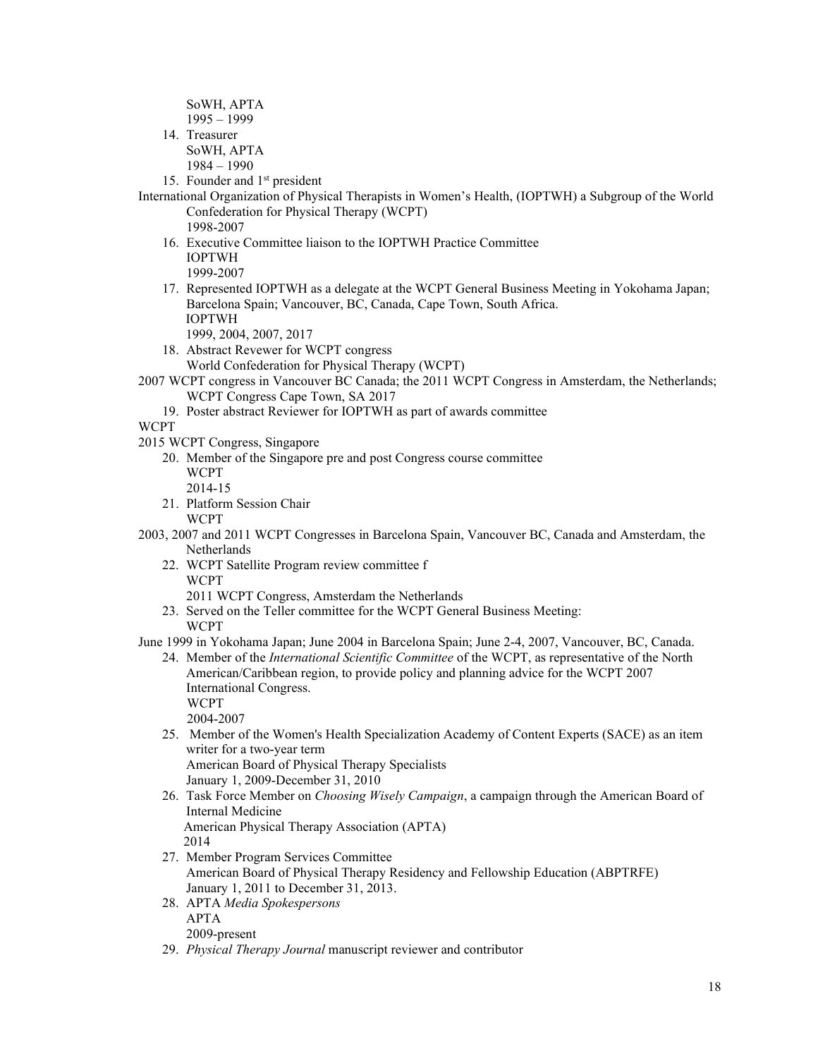SoWH, APTA
1995 – 1999

14. Treasurer
    SoWH, APTA
    1984 – 1990
15. Founder and 1st president

International Organization of Physical Therapists in Women's Health, (IOPTWH) a Subgroup of the World Confederation for Physical Therapy (WCPT)
1998-2007

16. Executive Committee liaison to the IOPTWH Practice Committee
    IOPTWH
    1999-2007
17. Represented IOPTWH as a delegate at the WCPT General Business Meeting in Yokohama Japan; Barcelona Spain; Vancouver, BC, Canada, Cape Town, South Africa.
    IOPTWH
    1999, 2004, 2007, 2017
18. Abstract Revewer for WCPT congress
    World Confederation for Physical Therapy (WCPT)

2007 WCPT congress in Vancouver BC Canada; the 2011 WCPT Congress in Amsterdam, the Netherlands; WCPT Congress Cape Town, SA 2017

19. Poster abstract Reviewer for IOPTWH as part of awards committee

WCPT
2015 WCPT Congress, Singapore

20. Member of the Singapore pre and post Congress course committee
    WCPT
    2014-15
21. Platform Session Chair
    WCPT

2003, 2007 and 2011 WCPT Congresses in Barcelona Spain, Vancouver BC, Canada and Amsterdam, the Netherlands

22. WCPT Satellite Program review committee f
    WCPT
    2011 WCPT Congress, Amsterdam the Netherlands
23. Served on the Teller committee for the WCPT General Business Meeting:
    WCPT

June 1999 in Yokohama Japan; June 2004 in Barcelona Spain; June 2-4, 2007, Vancouver, BC, Canada.

24. Member of the *International Scientific Committee* of the WCPT, as representative of the North American/Caribbean region, to provide policy and planning advice for the WCPT 2007 International Congress.
    WCPT
    2004-2007
25. Member of the Women's Health Specialization Academy of Content Experts (SACE) as an item writer for a two-year term
    American Board of Physical Therapy Specialists
    January 1, 2009-December 31, 2010
26. Task Force Member on *Choosing Wisely Campaign*, a campaign through the American Board of Internal Medicine
    American Physical Therapy Association (APTA)
    2014
27. Member Program Services Committee
    American Board of Physical Therapy Residency and Fellowship Education (ABPTRFE)
    January 1, 2011 to December 31, 2013.
28. APTA *Media Spokespersons*
    APTA
    2009-present
29. *Physical Therapy Journal* manuscript reviewer and contributor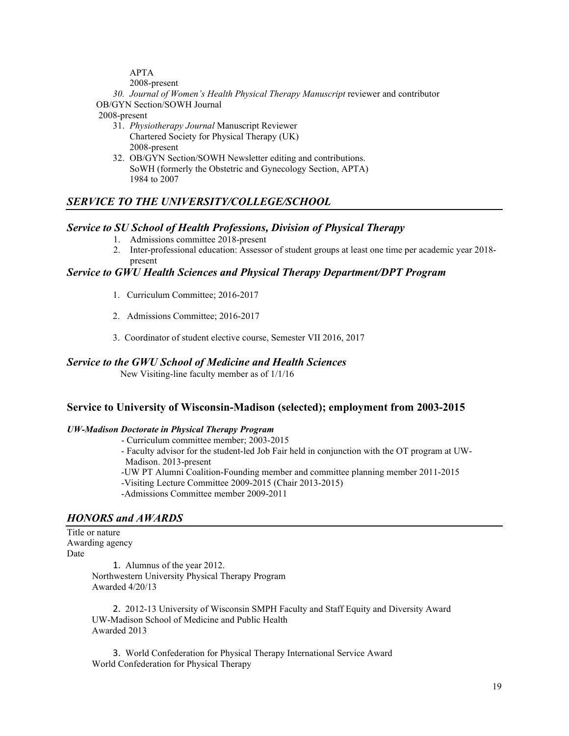APTA
2008-present

30. *Journal of Women's Health Physical Therapy Manuscript* reviewer and contributor
OB/GYN Section/SOWH Journal
2008-present

31. *Physiotherapy Journal* Manuscript Reviewer
Chartered Society for Physical Therapy (UK)
2008-present

32. OB/GYN Section/SOWH Newsletter editing and contributions.
SoWH (formerly the Obstetric and Gynecology Section, APTA)
1984 to 2007

## *SERVICE TO THE UNIVERSITY/COLLEGE/SCHOOL*

### *Service to SU School of Health Professions, Division of Physical Therapy*

1. Admissions committee 2018-present
2. Inter-professional education: Assessor of student groups at least one time per academic year 2018-present

### *Service to GWU Health Sciences and Physical Therapy Department/DPT Program*

1. Curriculum Committee; 2016-2017
2. Admissions Committee; 2016-2017
3. Coordinator of student elective course, Semester VII 2016, 2017

### *Service to the GWU School of Medicine and Health Sciences*

New Visiting-line faculty member as of 1/1/16

### Service to University of Wisconsin-Madison (selected); employment from 2003-2015

***UW-Madison Doctorate in Physical Therapy Program***

- Curriculum committee member; 2003-2015
- Faculty advisor for the student-led Job Fair held in conjunction with the OT program at UW-Madison. 2013-present
- UW PT Alumni Coalition-Founding member and committee planning member 2011-2015
- Visiting Lecture Committee 2009-2015 (Chair 2013-2015)
- Admissions Committee member 2009-2011

## *HONORS and AWARDS*

Title or nature
Awarding agency
Date

1. Alumnus of the year 2012.
Northwestern University Physical Therapy Program
Awarded 4/20/13

2. 2012-13 University of Wisconsin SMPH Faculty and Staff Equity and Diversity Award
UW-Madison School of Medicine and Public Health
Awarded 2013

3. World Confederation for Physical Therapy International Service Award
World Confederation for Physical Therapy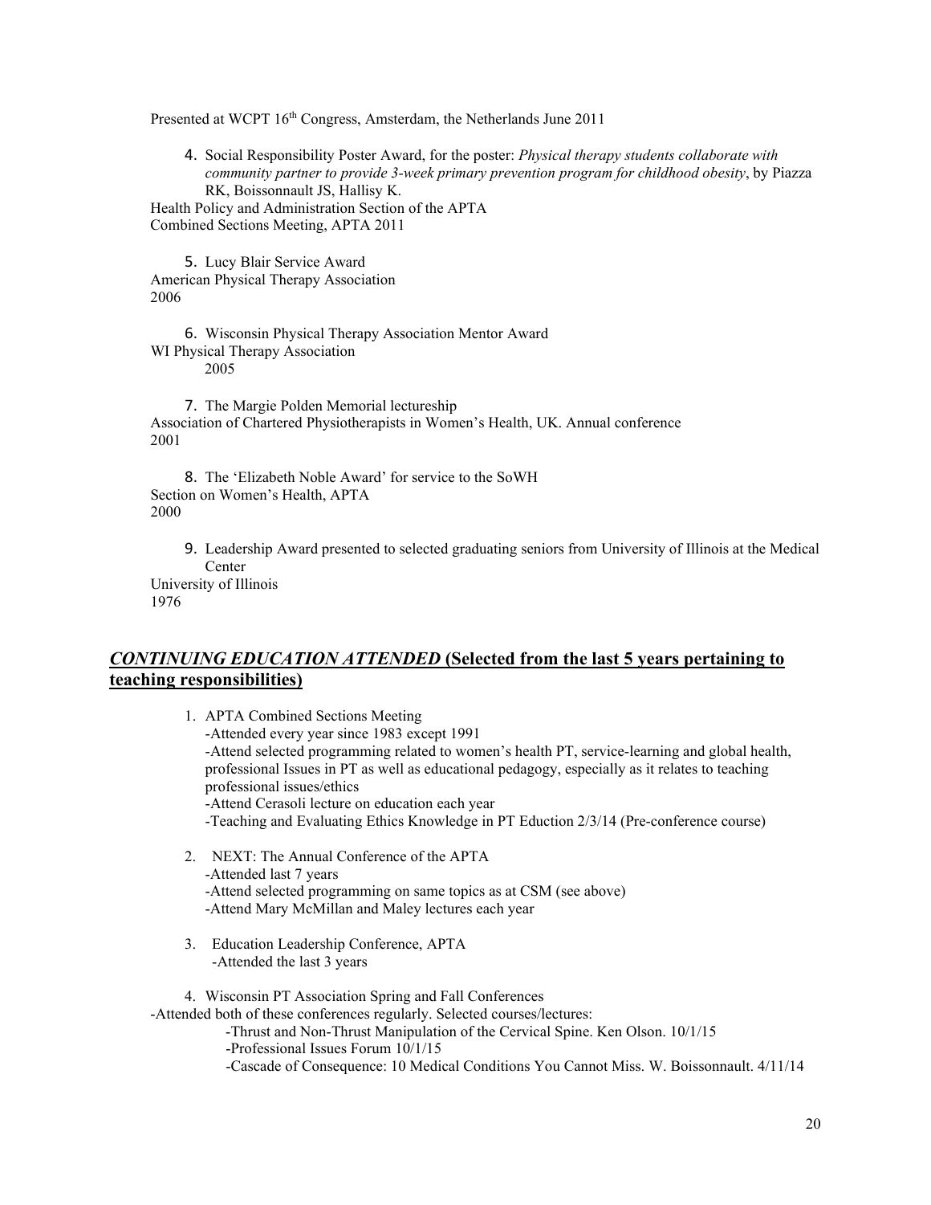Presented at WCPT 16th Congress, Amsterdam, the Netherlands June 2011

4. Social Responsibility Poster Award, for the poster: *Physical therapy students collaborate with community partner to provide 3-week primary prevention program for childhood obesity*, by Piazza RK, Boissonnault JS, Hallisy K.
Health Policy and Administration Section of the APTA
Combined Sections Meeting, APTA 2011

5. Lucy Blair Service Award
American Physical Therapy Association
2006

6. Wisconsin Physical Therapy Association Mentor Award
WI Physical Therapy Association
2005

7. The Margie Polden Memorial lectureship
Association of Chartered Physiotherapists in Women's Health, UK. Annual conference
2001

8. The 'Elizabeth Noble Award' for service to the SoWH
Section on Women's Health, APTA
2000

9. Leadership Award presented to selected graduating seniors from University of Illinois at the Medical Center
University of Illinois
1976

## ***CONTINUING EDUCATION ATTENDED*** **(Selected from the last 5 years pertaining to teaching responsibilities)**

1. APTA Combined Sections Meeting
   - -Attended every year since 1983 except 1991
   - -Attend selected programming related to women's health PT, service-learning and global health, professional Issues in PT as well as educational pedagogy, especially as it relates to teaching professional issues/ethics
   - -Attend Cerasoli lecture on education each year
   - -Teaching and Evaluating Ethics Knowledge in PT Eduction 2/3/14 (Pre-conference course)
2. NEXT: The Annual Conference of the APTA
   - -Attended last 7 years
   - -Attend selected programming on same topics as at CSM (see above)
   - -Attend Mary McMillan and Maley lectures each year
3. Education Leadership Conference, APTA
   - -Attended the last 3 years
4. Wisconsin PT Association Spring and Fall Conferences

-Attended both of these conferences regularly. Selected courses/lectures:

- -Thrust and Non-Thrust Manipulation of the Cervical Spine. Ken Olson. 10/1/15
- -Professional Issues Forum 10/1/15
- -Cascade of Consequence: 10 Medical Conditions You Cannot Miss. W. Boissonnault. 4/11/14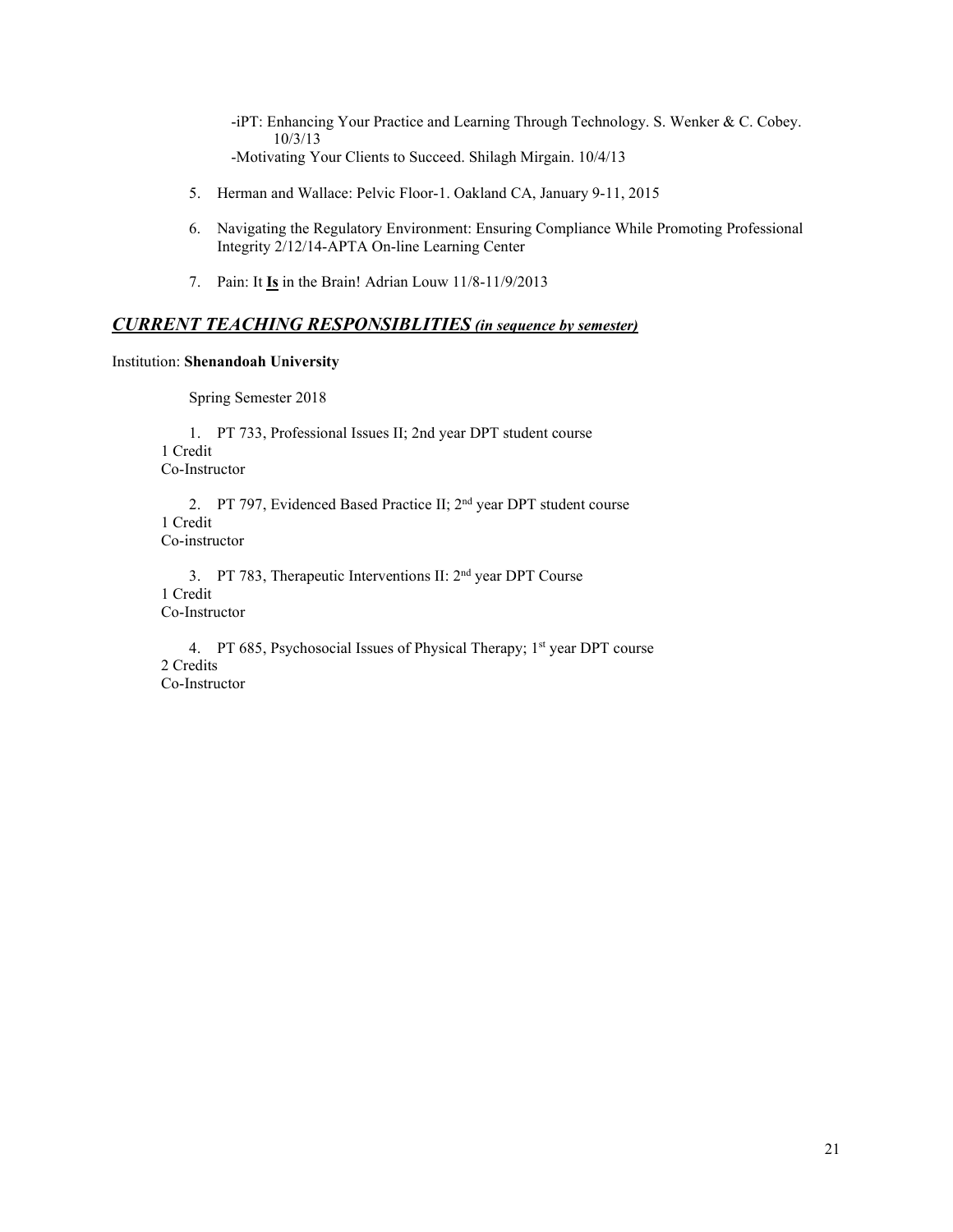-iPT: Enhancing Your Practice and Learning Through Technology. S. Wenker & C. Cobey. 10/3/13

-Motivating Your Clients to Succeed. Shilagh Mirgain. 10/4/13

5. Herman and Wallace: Pelvic Floor-1. Oakland CA, January 9-11, 2015

6. Navigating the Regulatory Environment: Ensuring Compliance While Promoting Professional Integrity 2/12/14-APTA On-line Learning Center

7. Pain: It **Is** in the Brain! Adrian Louw 11/8-11/9/2013

## ***CURRENT TEACHING RESPONSIBLITIES (in sequence by semester)***

Institution: **Shenandoah University**

Spring Semester 2018

1. PT 733, Professional Issues II; 2nd year DPT student course
1 Credit
Co-Instructor

2. PT 797, Evidenced Based Practice II; 2nd year DPT student course
1 Credit
Co-instructor

3. PT 783, Therapeutic Interventions II: 2nd year DPT Course
1 Credit
Co-Instructor

4. PT 685, Psychosocial Issues of Physical Therapy; 1st year DPT course
2 Credits
Co-Instructor